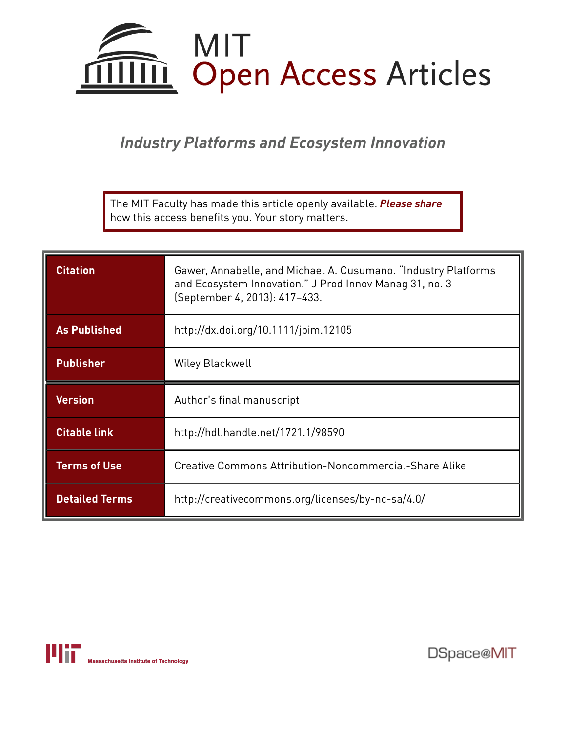# MIT Open Access Articles

## *Industry Platforms and Ecosystem Innovation*

The MIT Faculty has made this article openly available. ***Please share*** how this access benefits you. Your story matters.

| | |
|---|---|
| **Citation** | Gawer, Annabelle, and Michael A. Cusumano. "Industry Platforms and Ecosystem Innovation." J Prod Innov Manag 31, no. 3 (September 4, 2013): 417–433. |
| **As Published** | http://dx.doi.org/10.1111/jpim.12105 |
| **Publisher** | Wiley Blackwell |
| **Version** | Author's final manuscript |
| **Citable link** | http://hdl.handle.net/1721.1/98590 |
| **Terms of Use** | Creative Commons Attribution-Noncommercial-Share Alike |
| **Detailed Terms** | http://creativecommons.org/licenses/by-nc-sa/4.0/ |

Massachusetts Institute of Technology

DSpace@MIT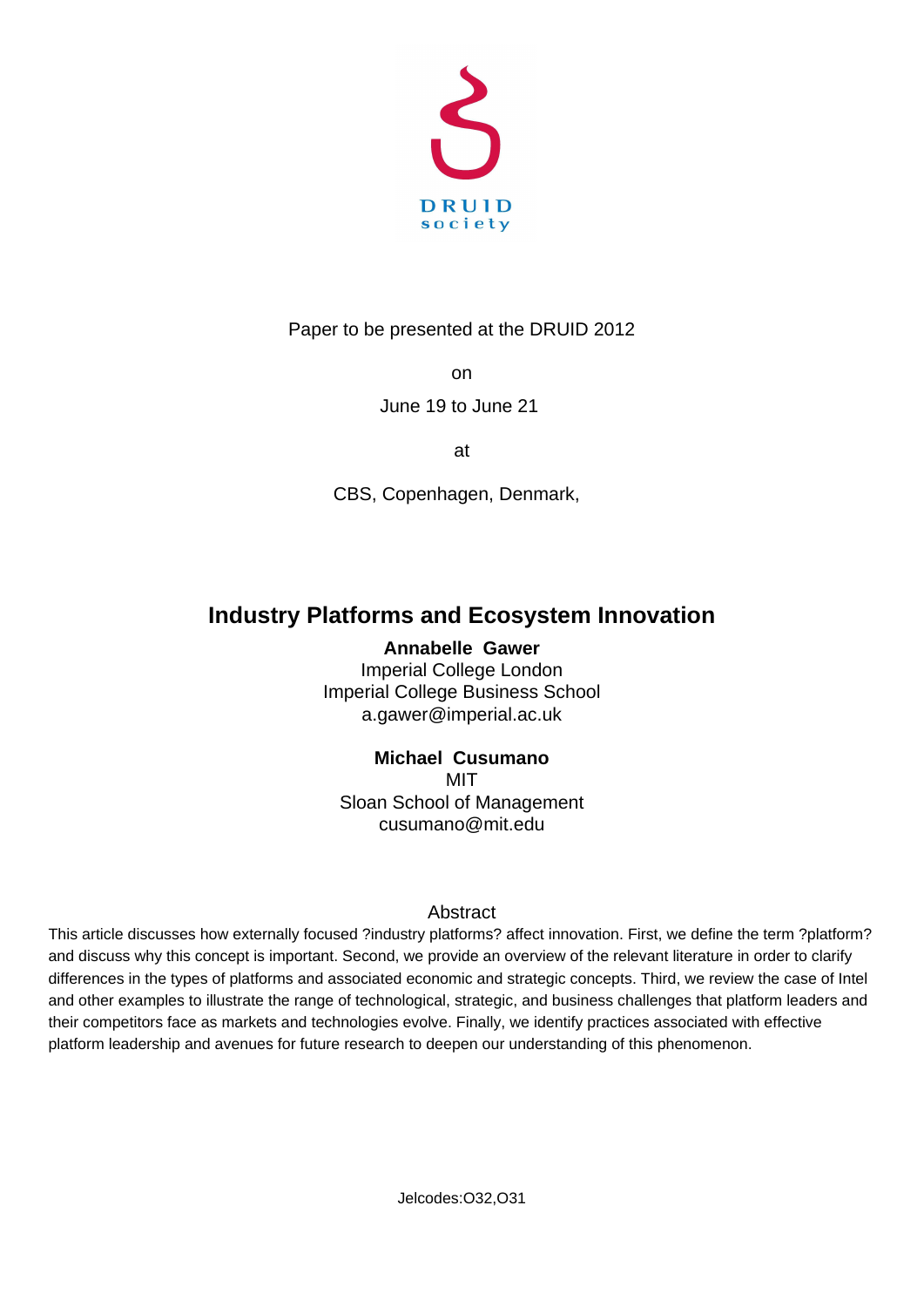Paper to be presented at the DRUID 2012

on

June 19 to June 21

at

CBS, Copenhagen, Denmark,

# Industry Platforms and Ecosystem Innovation

**Annabelle Gawer**
Imperial College London
Imperial College Business School
a.gawer@imperial.ac.uk

**Michael Cusumano**
MIT
Sloan School of Management
cusumano@mit.edu

## Abstract

This article discusses how externally focused ?industry platforms? affect innovation. First, we define the term ?platform? and discuss why this concept is important. Second, we provide an overview of the relevant literature in order to clarify differences in the types of platforms and associated economic and strategic concepts. Third, we review the case of Intel and other examples to illustrate the range of technological, strategic, and business challenges that platform leaders and their competitors face as markets and technologies evolve. Finally, we identify practices associated with effective platform leadership and avenues for future research to deepen our understanding of this phenomenon.

Jelcodes:O32,O31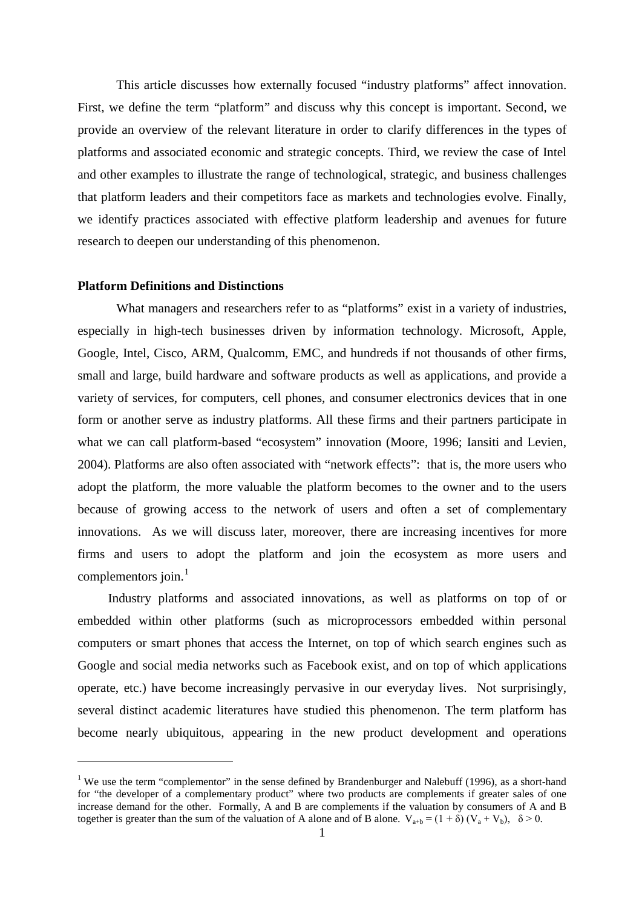This article discusses how externally focused "industry platforms" affect innovation. First, we define the term "platform" and discuss why this concept is important. Second, we provide an overview of the relevant literature in order to clarify differences in the types of platforms and associated economic and strategic concepts. Third, we review the case of Intel and other examples to illustrate the range of technological, strategic, and business challenges that platform leaders and their competitors face as markets and technologies evolve. Finally, we identify practices associated with effective platform leadership and avenues for future research to deepen our understanding of this phenomenon.

**Platform Definitions and Distinctions**

What managers and researchers refer to as "platforms" exist in a variety of industries, especially in high-tech businesses driven by information technology. Microsoft, Apple, Google, Intel, Cisco, ARM, Qualcomm, EMC, and hundreds if not thousands of other firms, small and large, build hardware and software products as well as applications, and provide a variety of services, for computers, cell phones, and consumer electronics devices that in one form or another serve as industry platforms. All these firms and their partners participate in what we can call platform-based "ecosystem" innovation (Moore, 1996; Iansiti and Levien, 2004). Platforms are also often associated with "network effects": that is, the more users who adopt the platform, the more valuable the platform becomes to the owner and to the users because of growing access to the network of users and often a set of complementary innovations. As we will discuss later, moreover, there are increasing incentives for more firms and users to adopt the platform and join the ecosystem as more users and complementors join.[1]

Industry platforms and associated innovations, as well as platforms on top of or embedded within other platforms (such as microprocessors embedded within personal computers or smart phones that access the Internet, on top of which search engines such as Google and social media networks such as Facebook exist, and on top of which applications operate, etc.) have become increasingly pervasive in our everyday lives. Not surprisingly, several distinct academic literatures have studied this phenomenon. The term platform has become nearly ubiquitous, appearing in the new product development and operations

---

[1] We use the term "complementor" in the sense defined by Brandenburger and Nalebuff (1996), as a short-hand for "the developer of a complementary product" where two products are complements if greater sales of one increase demand for the other. Formally, A and B are complements if the valuation by consumers of A and B together is greater than the sum of the valuation of A alone and of B alone. $V_{a+b} = (1 + \delta)(V_a + V_b)$, $\delta > 0$.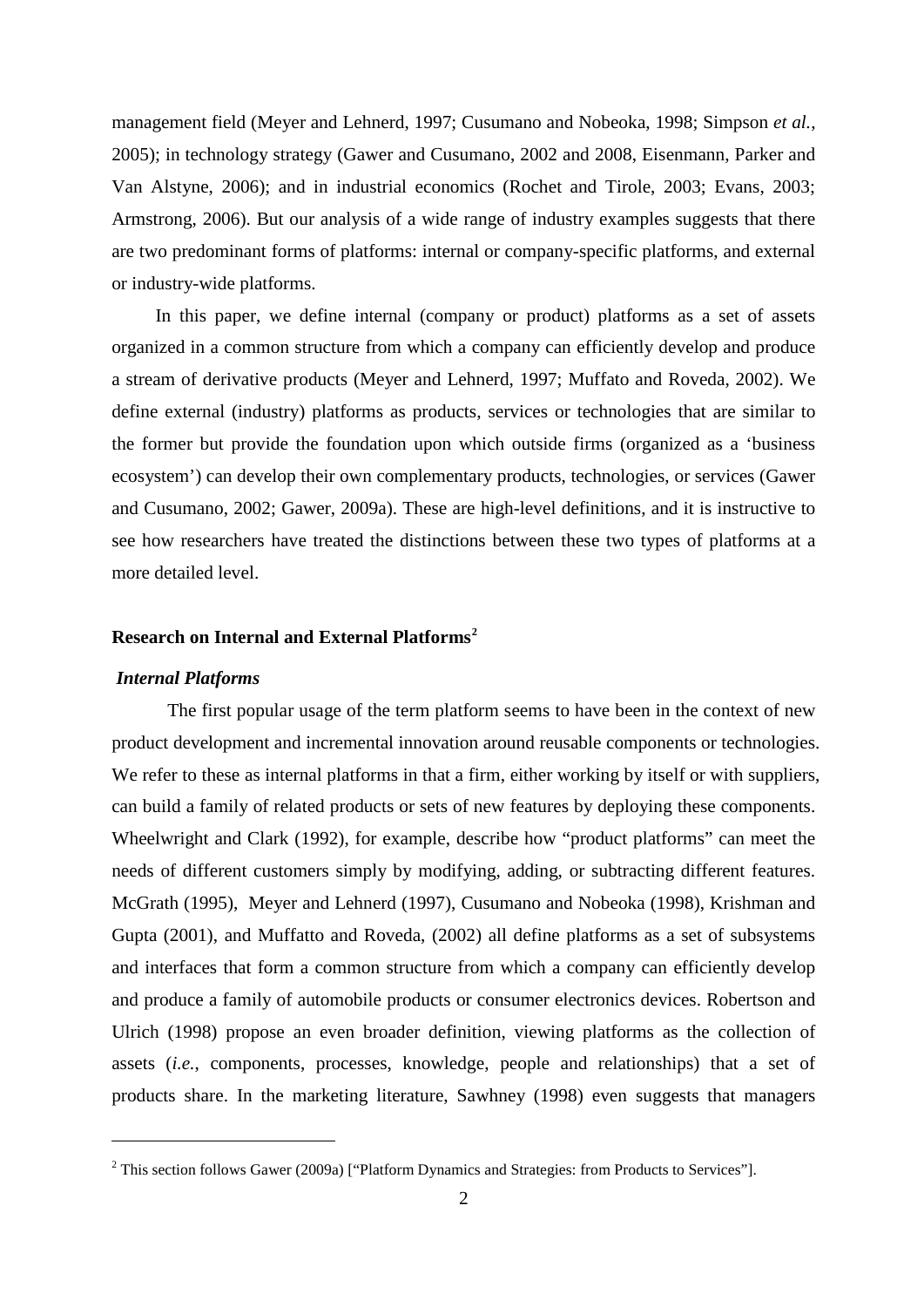management field (Meyer and Lehnerd, 1997; Cusumano and Nobeoka, 1998; Simpson *et al.*, 2005); in technology strategy (Gawer and Cusumano, 2002 and 2008, Eisenmann, Parker and Van Alstyne, 2006); and in industrial economics (Rochet and Tirole, 2003; Evans, 2003; Armstrong, 2006). But our analysis of a wide range of industry examples suggests that there are two predominant forms of platforms: internal or company-specific platforms, and external or industry-wide platforms.

In this paper, we define internal (company or product) platforms as a set of assets organized in a common structure from which a company can efficiently develop and produce a stream of derivative products (Meyer and Lehnerd, 1997; Muffato and Roveda, 2002). We define external (industry) platforms as products, services or technologies that are similar to the former but provide the foundation upon which outside firms (organized as a 'business ecosystem') can develop their own complementary products, technologies, or services (Gawer and Cusumano, 2002; Gawer, 2009a). These are high-level definitions, and it is instructive to see how researchers have treated the distinctions between these two types of platforms at a more detailed level.

## Research on Internal and External Platforms[2]

### *Internal Platforms*

The first popular usage of the term platform seems to have been in the context of new product development and incremental innovation around reusable components or technologies. We refer to these as internal platforms in that a firm, either working by itself or with suppliers, can build a family of related products or sets of new features by deploying these components. Wheelwright and Clark (1992), for example, describe how "product platforms" can meet the needs of different customers simply by modifying, adding, or subtracting different features. McGrath (1995), Meyer and Lehnerd (1997), Cusumano and Nobeoka (1998), Krishman and Gupta (2001), and Muffatto and Roveda, (2002) all define platforms as a set of subsystems and interfaces that form a common structure from which a company can efficiently develop and produce a family of automobile products or consumer electronics devices. Robertson and Ulrich (1998) propose an even broader definition, viewing platforms as the collection of assets (*i.e.*, components, processes, knowledge, people and relationships) that a set of products share. In the marketing literature, Sawhney (1998) even suggests that managers

[2] This section follows Gawer (2009a) ["Platform Dynamics and Strategies: from Products to Services"].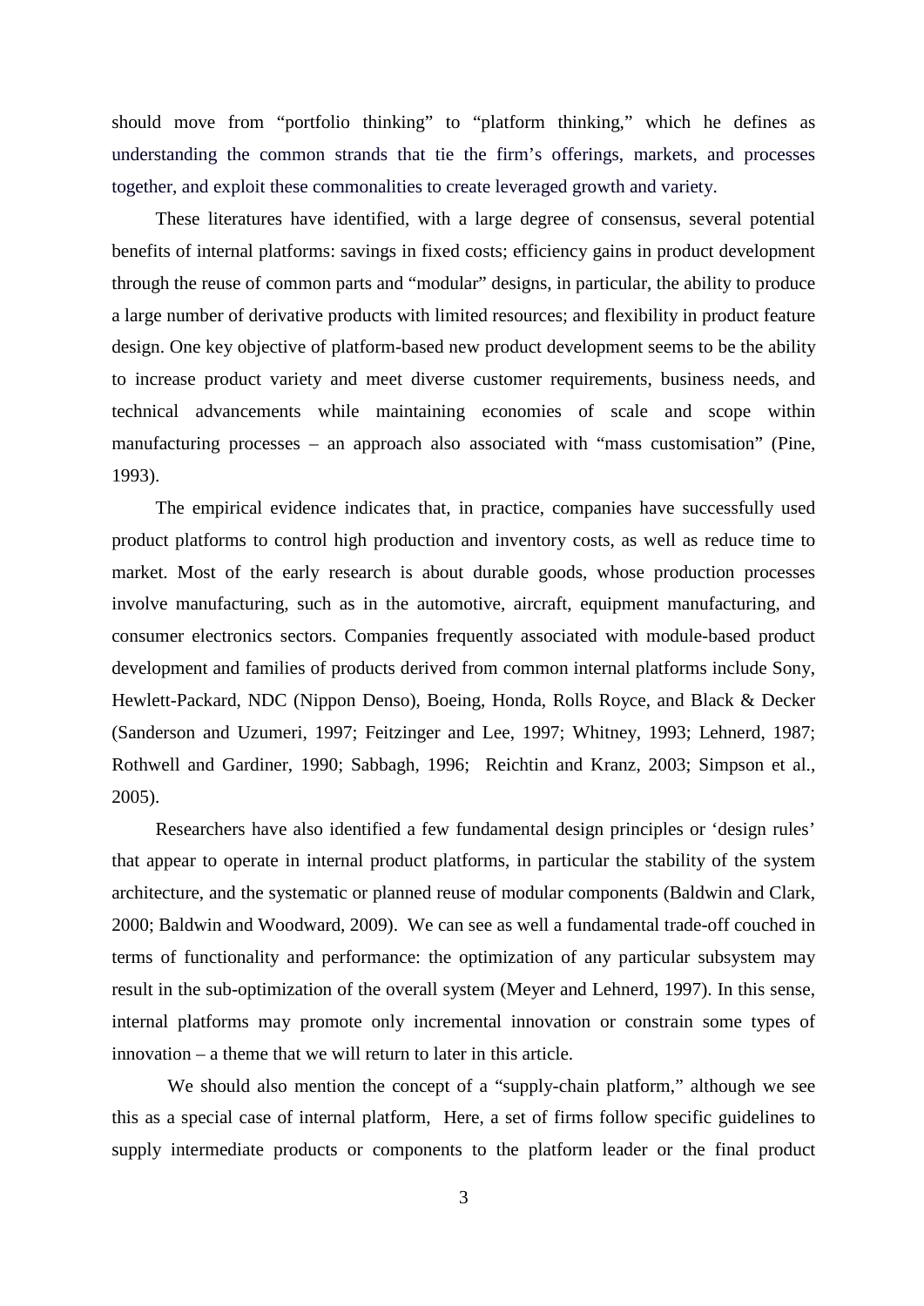should move from "portfolio thinking" to "platform thinking," which he defines as understanding the common strands that tie the firm's offerings, markets, and processes together, and exploit these commonalities to create leveraged growth and variety.

These literatures have identified, with a large degree of consensus, several potential benefits of internal platforms: savings in fixed costs; efficiency gains in product development through the reuse of common parts and "modular" designs, in particular, the ability to produce a large number of derivative products with limited resources; and flexibility in product feature design. One key objective of platform-based new product development seems to be the ability to increase product variety and meet diverse customer requirements, business needs, and technical advancements while maintaining economies of scale and scope within manufacturing processes – an approach also associated with "mass customisation" (Pine, 1993).

The empirical evidence indicates that, in practice, companies have successfully used product platforms to control high production and inventory costs, as well as reduce time to market. Most of the early research is about durable goods, whose production processes involve manufacturing, such as in the automotive, aircraft, equipment manufacturing, and consumer electronics sectors. Companies frequently associated with module-based product development and families of products derived from common internal platforms include Sony, Hewlett-Packard, NDC (Nippon Denso), Boeing, Honda, Rolls Royce, and Black & Decker (Sanderson and Uzumeri, 1997; Feitzinger and Lee, 1997; Whitney, 1993; Lehnerd, 1987; Rothwell and Gardiner, 1990; Sabbagh, 1996; Reichtin and Kranz, 2003; Simpson et al., 2005).

Researchers have also identified a few fundamental design principles or 'design rules' that appear to operate in internal product platforms, in particular the stability of the system architecture, and the systematic or planned reuse of modular components (Baldwin and Clark, 2000; Baldwin and Woodward, 2009). We can see as well a fundamental trade-off couched in terms of functionality and performance: the optimization of any particular subsystem may result in the sub-optimization of the overall system (Meyer and Lehnerd, 1997). In this sense, internal platforms may promote only incremental innovation or constrain some types of innovation – a theme that we will return to later in this article.

We should also mention the concept of a "supply-chain platform," although we see this as a special case of internal platform, Here, a set of firms follow specific guidelines to supply intermediate products or components to the platform leader or the final product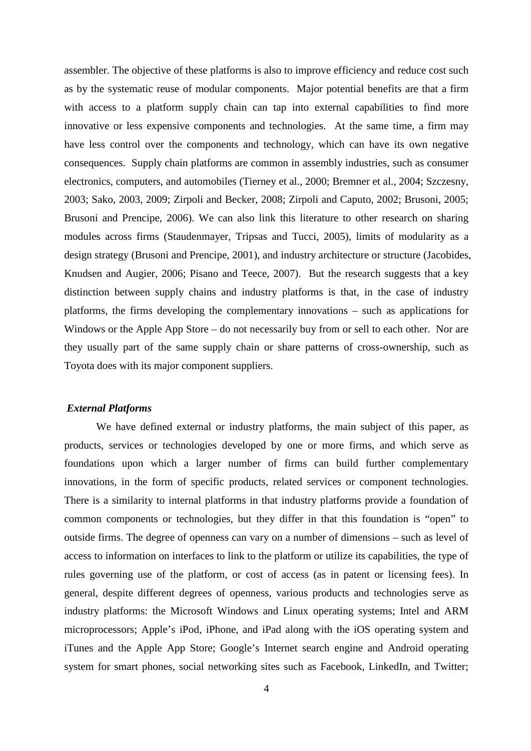assembler. The objective of these platforms is also to improve efficiency and reduce cost such as by the systematic reuse of modular components. Major potential benefits are that a firm with access to a platform supply chain can tap into external capabilities to find more innovative or less expensive components and technologies. At the same time, a firm may have less control over the components and technology, which can have its own negative consequences. Supply chain platforms are common in assembly industries, such as consumer electronics, computers, and automobiles (Tierney et al., 2000; Bremner et al., 2004; Szczesny, 2003; Sako, 2003, 2009; Zirpoli and Becker, 2008; Zirpoli and Caputo, 2002; Brusoni, 2005; Brusoni and Prencipe, 2006). We can also link this literature to other research on sharing modules across firms (Staudenmayer, Tripsas and Tucci, 2005), limits of modularity as a design strategy (Brusoni and Prencipe, 2001), and industry architecture or structure (Jacobides, Knudsen and Augier, 2006; Pisano and Teece, 2007). But the research suggests that a key distinction between supply chains and industry platforms is that, in the case of industry platforms, the firms developing the complementary innovations – such as applications for Windows or the Apple App Store – do not necessarily buy from or sell to each other. Nor are they usually part of the same supply chain or share patterns of cross-ownership, such as Toyota does with its major component suppliers.

***External Platforms***

We have defined external or industry platforms, the main subject of this paper, as products, services or technologies developed by one or more firms, and which serve as foundations upon which a larger number of firms can build further complementary innovations, in the form of specific products, related services or component technologies. There is a similarity to internal platforms in that industry platforms provide a foundation of common components or technologies, but they differ in that this foundation is "open" to outside firms. The degree of openness can vary on a number of dimensions – such as level of access to information on interfaces to link to the platform or utilize its capabilities, the type of rules governing use of the platform, or cost of access (as in patent or licensing fees). In general, despite different degrees of openness, various products and technologies serve as industry platforms: the Microsoft Windows and Linux operating systems; Intel and ARM microprocessors; Apple's iPod, iPhone, and iPad along with the iOS operating system and iTunes and the Apple App Store; Google's Internet search engine and Android operating system for smart phones, social networking sites such as Facebook, LinkedIn, and Twitter;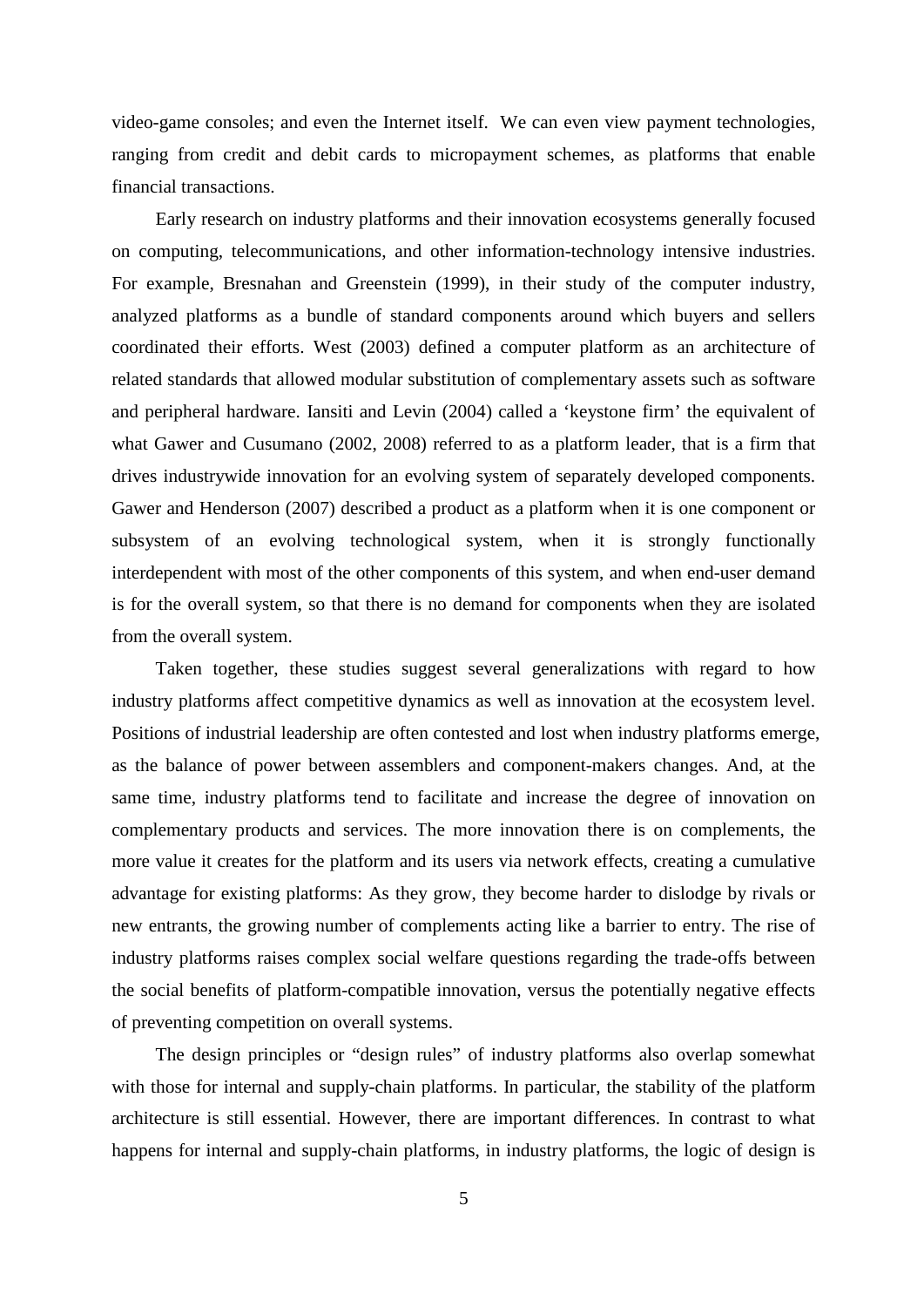video-game consoles; and even the Internet itself. We can even view payment technologies, ranging from credit and debit cards to micropayment schemes, as platforms that enable financial transactions.

Early research on industry platforms and their innovation ecosystems generally focused on computing, telecommunications, and other information-technology intensive industries. For example, Bresnahan and Greenstein (1999), in their study of the computer industry, analyzed platforms as a bundle of standard components around which buyers and sellers coordinated their efforts. West (2003) defined a computer platform as an architecture of related standards that allowed modular substitution of complementary assets such as software and peripheral hardware. Iansiti and Levin (2004) called a 'keystone firm' the equivalent of what Gawer and Cusumano (2002, 2008) referred to as a platform leader, that is a firm that drives industrywide innovation for an evolving system of separately developed components. Gawer and Henderson (2007) described a product as a platform when it is one component or subsystem of an evolving technological system, when it is strongly functionally interdependent with most of the other components of this system, and when end-user demand is for the overall system, so that there is no demand for components when they are isolated from the overall system.

Taken together, these studies suggest several generalizations with regard to how industry platforms affect competitive dynamics as well as innovation at the ecosystem level. Positions of industrial leadership are often contested and lost when industry platforms emerge, as the balance of power between assemblers and component-makers changes. And, at the same time, industry platforms tend to facilitate and increase the degree of innovation on complementary products and services. The more innovation there is on complements, the more value it creates for the platform and its users via network effects, creating a cumulative advantage for existing platforms: As they grow, they become harder to dislodge by rivals or new entrants, the growing number of complements acting like a barrier to entry. The rise of industry platforms raises complex social welfare questions regarding the trade-offs between the social benefits of platform-compatible innovation, versus the potentially negative effects of preventing competition on overall systems.

The design principles or "design rules" of industry platforms also overlap somewhat with those for internal and supply-chain platforms. In particular, the stability of the platform architecture is still essential. However, there are important differences. In contrast to what happens for internal and supply-chain platforms, in industry platforms, the logic of design is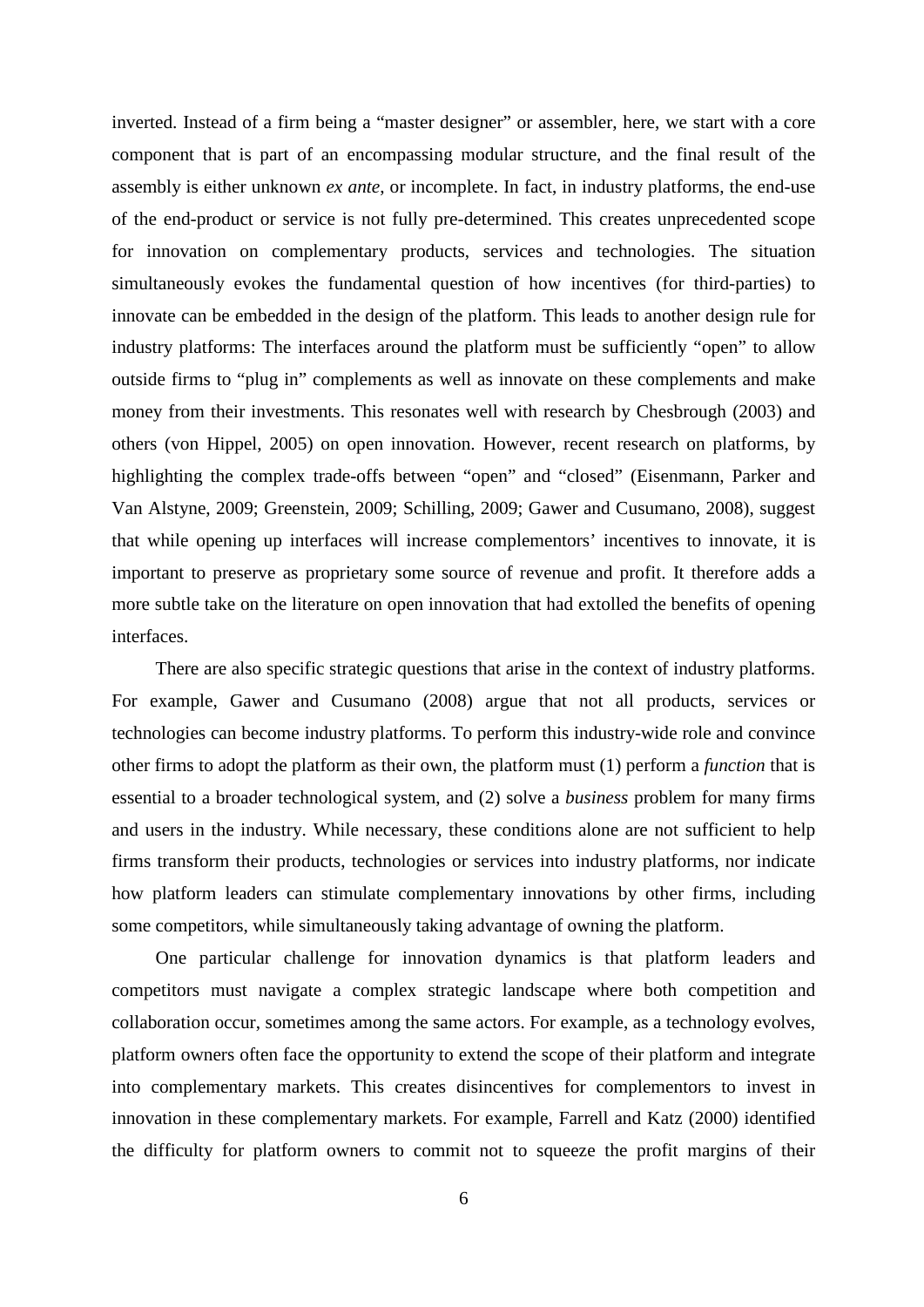inverted. Instead of a firm being a "master designer" or assembler, here, we start with a core component that is part of an encompassing modular structure, and the final result of the assembly is either unknown *ex ante*, or incomplete. In fact, in industry platforms, the end-use of the end-product or service is not fully pre-determined. This creates unprecedented scope for innovation on complementary products, services and technologies. The situation simultaneously evokes the fundamental question of how incentives (for third-parties) to innovate can be embedded in the design of the platform. This leads to another design rule for industry platforms: The interfaces around the platform must be sufficiently "open" to allow outside firms to "plug in" complements as well as innovate on these complements and make money from their investments. This resonates well with research by Chesbrough (2003) and others (von Hippel, 2005) on open innovation. However, recent research on platforms, by highlighting the complex trade-offs between "open" and "closed" (Eisenmann, Parker and Van Alstyne, 2009; Greenstein, 2009; Schilling, 2009; Gawer and Cusumano, 2008), suggest that while opening up interfaces will increase complementors' incentives to innovate, it is important to preserve as proprietary some source of revenue and profit. It therefore adds a more subtle take on the literature on open innovation that had extolled the benefits of opening interfaces.

There are also specific strategic questions that arise in the context of industry platforms. For example, Gawer and Cusumano (2008) argue that not all products, services or technologies can become industry platforms. To perform this industry-wide role and convince other firms to adopt the platform as their own, the platform must (1) perform a *function* that is essential to a broader technological system, and (2) solve a *business* problem for many firms and users in the industry. While necessary, these conditions alone are not sufficient to help firms transform their products, technologies or services into industry platforms, nor indicate how platform leaders can stimulate complementary innovations by other firms, including some competitors, while simultaneously taking advantage of owning the platform.

One particular challenge for innovation dynamics is that platform leaders and competitors must navigate a complex strategic landscape where both competition and collaboration occur, sometimes among the same actors. For example, as a technology evolves, platform owners often face the opportunity to extend the scope of their platform and integrate into complementary markets. This creates disincentives for complementors to invest in innovation in these complementary markets. For example, Farrell and Katz (2000) identified the difficulty for platform owners to commit not to squeeze the profit margins of their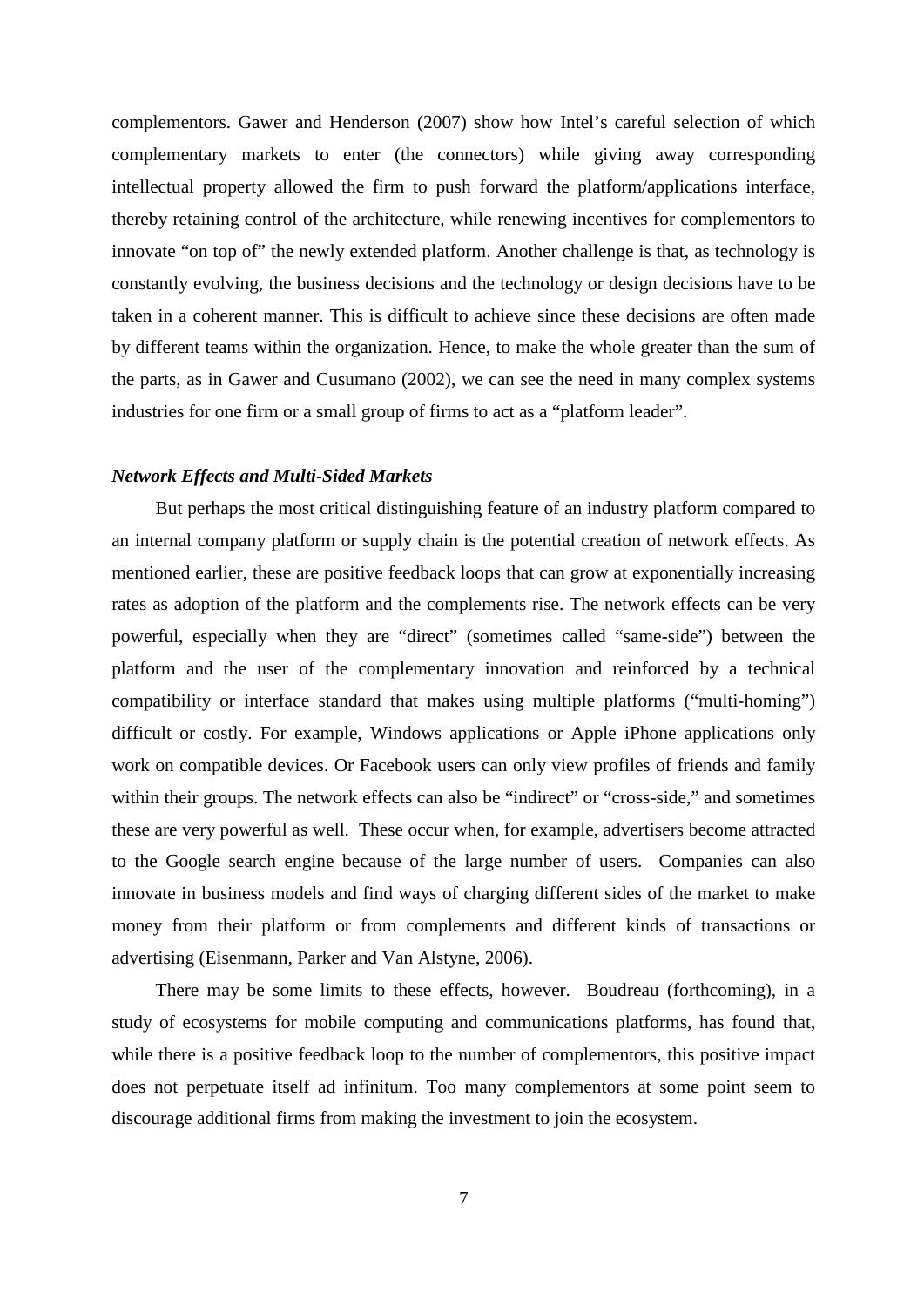complementors. Gawer and Henderson (2007) show how Intel's careful selection of which complementary markets to enter (the connectors) while giving away corresponding intellectual property allowed the firm to push forward the platform/applications interface, thereby retaining control of the architecture, while renewing incentives for complementors to innovate "on top of" the newly extended platform. Another challenge is that, as technology is constantly evolving, the business decisions and the technology or design decisions have to be taken in a coherent manner. This is difficult to achieve since these decisions are often made by different teams within the organization. Hence, to make the whole greater than the sum of the parts, as in Gawer and Cusumano (2002), we can see the need in many complex systems industries for one firm or a small group of firms to act as a "platform leader".

### *Network Effects and Multi-Sided Markets*

But perhaps the most critical distinguishing feature of an industry platform compared to an internal company platform or supply chain is the potential creation of network effects. As mentioned earlier, these are positive feedback loops that can grow at exponentially increasing rates as adoption of the platform and the complements rise. The network effects can be very powerful, especially when they are "direct" (sometimes called "same-side") between the platform and the user of the complementary innovation and reinforced by a technical compatibility or interface standard that makes using multiple platforms ("multi-homing") difficult or costly. For example, Windows applications or Apple iPhone applications only work on compatible devices. Or Facebook users can only view profiles of friends and family within their groups. The network effects can also be "indirect" or "cross-side," and sometimes these are very powerful as well. These occur when, for example, advertisers become attracted to the Google search engine because of the large number of users. Companies can also innovate in business models and find ways of charging different sides of the market to make money from their platform or from complements and different kinds of transactions or advertising (Eisenmann, Parker and Van Alstyne, 2006).

There may be some limits to these effects, however. Boudreau (forthcoming), in a study of ecosystems for mobile computing and communications platforms, has found that, while there is a positive feedback loop to the number of complementors, this positive impact does not perpetuate itself ad infinitum. Too many complementors at some point seem to discourage additional firms from making the investment to join the ecosystem.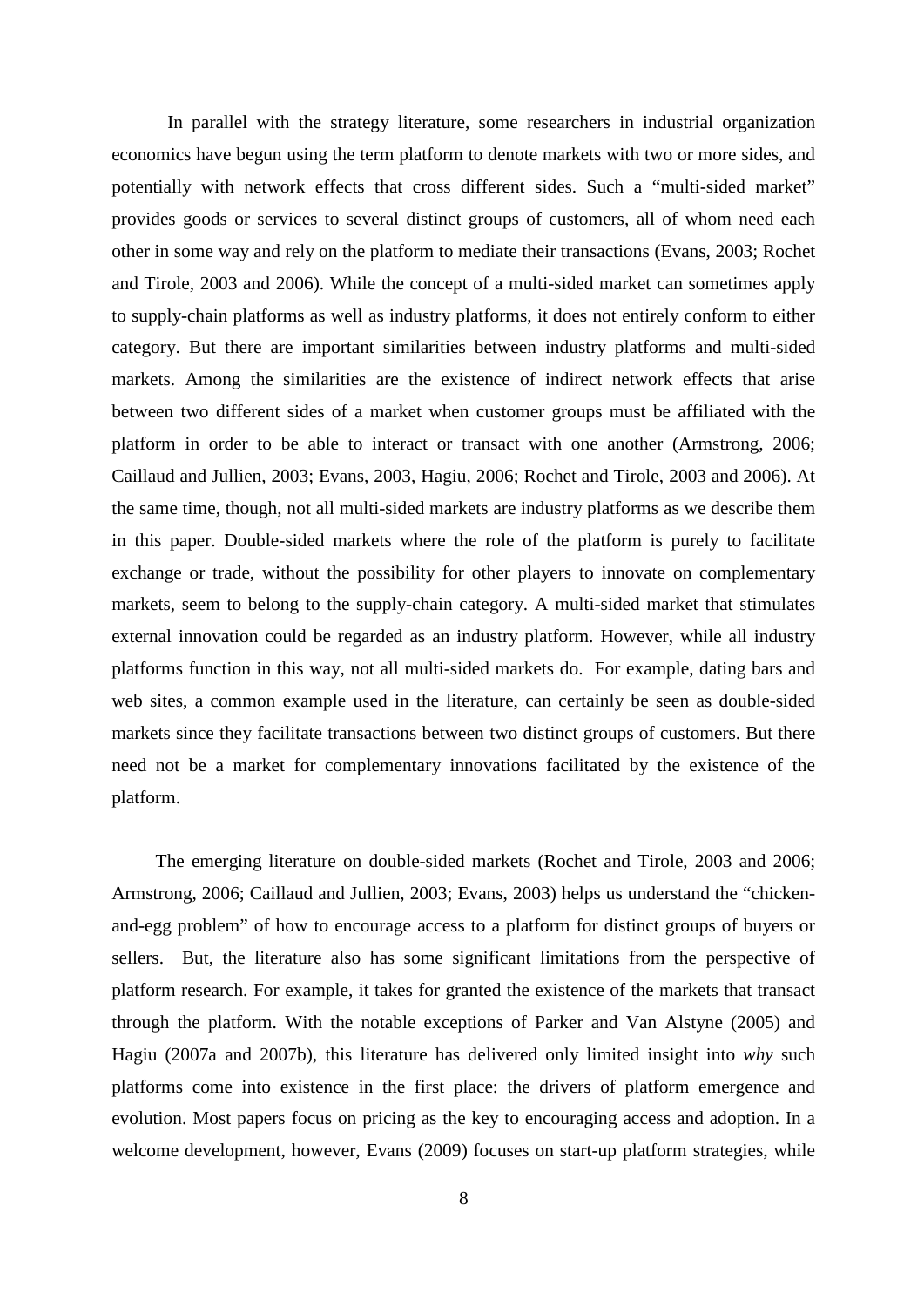In parallel with the strategy literature, some researchers in industrial organization economics have begun using the term platform to denote markets with two or more sides, and potentially with network effects that cross different sides. Such a "multi-sided market" provides goods or services to several distinct groups of customers, all of whom need each other in some way and rely on the platform to mediate their transactions (Evans, 2003; Rochet and Tirole, 2003 and 2006). While the concept of a multi-sided market can sometimes apply to supply-chain platforms as well as industry platforms, it does not entirely conform to either category. But there are important similarities between industry platforms and multi-sided markets. Among the similarities are the existence of indirect network effects that arise between two different sides of a market when customer groups must be affiliated with the platform in order to be able to interact or transact with one another (Armstrong, 2006; Caillaud and Jullien, 2003; Evans, 2003, Hagiu, 2006; Rochet and Tirole, 2003 and 2006). At the same time, though, not all multi-sided markets are industry platforms as we describe them in this paper. Double-sided markets where the role of the platform is purely to facilitate exchange or trade, without the possibility for other players to innovate on complementary markets, seem to belong to the supply-chain category. A multi-sided market that stimulates external innovation could be regarded as an industry platform. However, while all industry platforms function in this way, not all multi-sided markets do. For example, dating bars and web sites, a common example used in the literature, can certainly be seen as double-sided markets since they facilitate transactions between two distinct groups of customers. But there need not be a market for complementary innovations facilitated by the existence of the platform.

The emerging literature on double-sided markets (Rochet and Tirole, 2003 and 2006; Armstrong, 2006; Caillaud and Jullien, 2003; Evans, 2003) helps us understand the "chicken-and-egg problem" of how to encourage access to a platform for distinct groups of buyers or sellers. But, the literature also has some significant limitations from the perspective of platform research. For example, it takes for granted the existence of the markets that transact through the platform. With the notable exceptions of Parker and Van Alstyne (2005) and Hagiu (2007a and 2007b), this literature has delivered only limited insight into *why* such platforms come into existence in the first place: the drivers of platform emergence and evolution. Most papers focus on pricing as the key to encouraging access and adoption. In a welcome development, however, Evans (2009) focuses on start-up platform strategies, while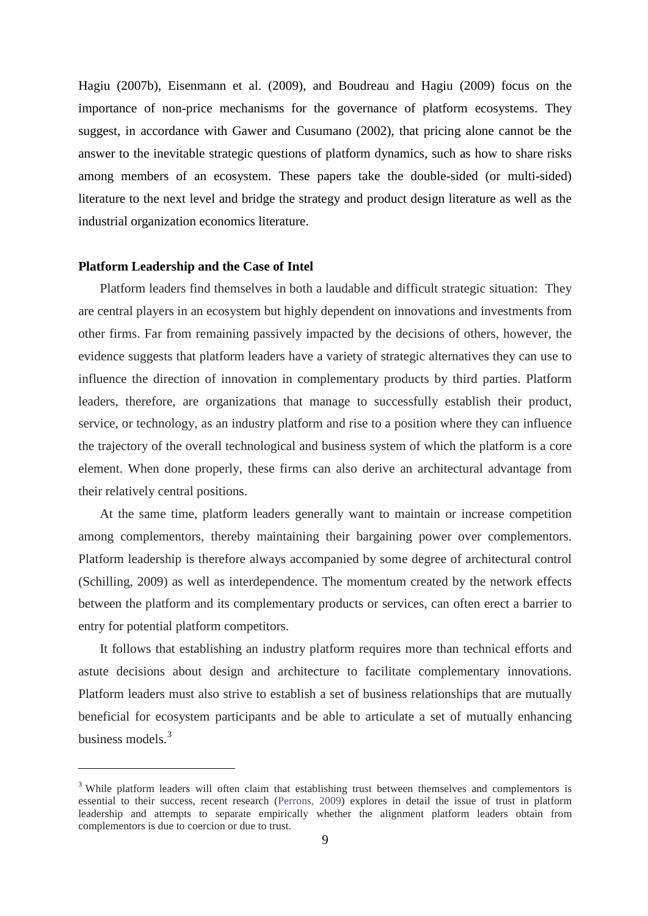Hagiu (2007b), Eisenmann et al. (2009), and Boudreau and Hagiu (2009) focus on the importance of non-price mechanisms for the governance of platform ecosystems. They suggest, in accordance with Gawer and Cusumano (2002), that pricing alone cannot be the answer to the inevitable strategic questions of platform dynamics, such as how to share risks among members of an ecosystem. These papers take the double-sided (or multi-sided) literature to the next level and bridge the strategy and product design literature as well as the industrial organization economics literature.

**Platform Leadership and the Case of Intel**

Platform leaders find themselves in both a laudable and difficult strategic situation: They are central players in an ecosystem but highly dependent on innovations and investments from other firms. Far from remaining passively impacted by the decisions of others, however, the evidence suggests that platform leaders have a variety of strategic alternatives they can use to influence the direction of innovation in complementary products by third parties. Platform leaders, therefore, are organizations that manage to successfully establish their product, service, or technology, as an industry platform and rise to a position where they can influence the trajectory of the overall technological and business system of which the platform is a core element. When done properly, these firms can also derive an architectural advantage from their relatively central positions.

At the same time, platform leaders generally want to maintain or increase competition among complementors, thereby maintaining their bargaining power over complementors. Platform leadership is therefore always accompanied by some degree of architectural control (Schilling, 2009) as well as interdependence. The momentum created by the network effects between the platform and its complementary products or services, can often erect a barrier to entry for potential platform competitors.

It follows that establishing an industry platform requires more than technical efforts and astute decisions about design and architecture to facilitate complementary innovations. Platform leaders must also strive to establish a set of business relationships that are mutually beneficial for ecosystem participants and be able to articulate a set of mutually enhancing business models.[3]

[3] While platform leaders will often claim that establishing trust between themselves and complementors is essential to their success, recent research (Perrons, 2009) explores in detail the issue of trust in platform leadership and attempts to separate empirically whether the alignment platform leaders obtain from complementors is due to coercion or due to trust.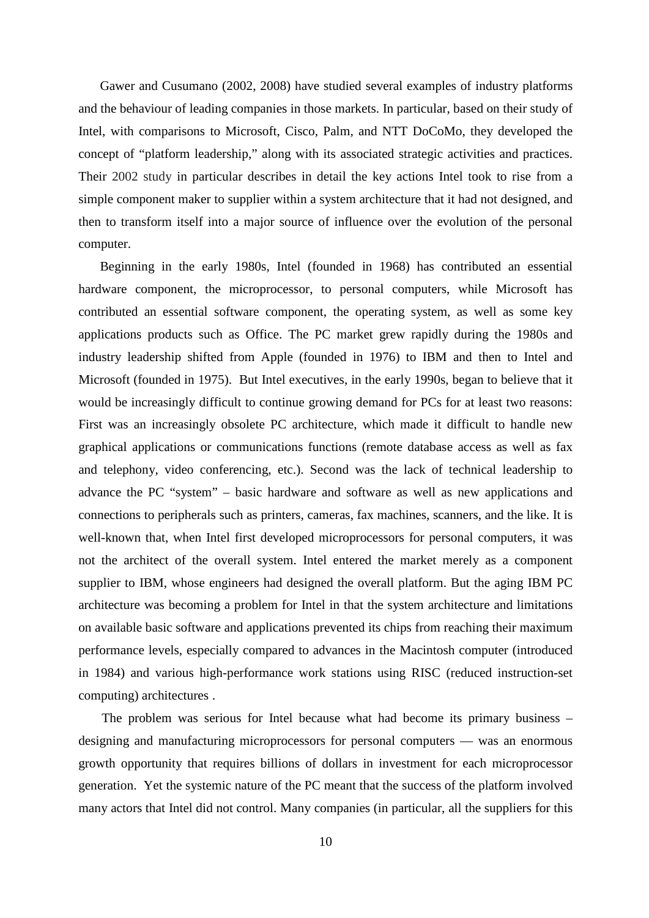Gawer and Cusumano (2002, 2008) have studied several examples of industry platforms and the behaviour of leading companies in those markets. In particular, based on their study of Intel, with comparisons to Microsoft, Cisco, Palm, and NTT DoCoMo, they developed the concept of "platform leadership," along with its associated strategic activities and practices. Their 2002 study in particular describes in detail the key actions Intel took to rise from a simple component maker to supplier within a system architecture that it had not designed, and then to transform itself into a major source of influence over the evolution of the personal computer.

Beginning in the early 1980s, Intel (founded in 1968) has contributed an essential hardware component, the microprocessor, to personal computers, while Microsoft has contributed an essential software component, the operating system, as well as some key applications products such as Office. The PC market grew rapidly during the 1980s and industry leadership shifted from Apple (founded in 1976) to IBM and then to Intel and Microsoft (founded in 1975). But Intel executives, in the early 1990s, began to believe that it would be increasingly difficult to continue growing demand for PCs for at least two reasons: First was an increasingly obsolete PC architecture, which made it difficult to handle new graphical applications or communications functions (remote database access as well as fax and telephony, video conferencing, etc.). Second was the lack of technical leadership to advance the PC "system" – basic hardware and software as well as new applications and connections to peripherals such as printers, cameras, fax machines, scanners, and the like. It is well-known that, when Intel first developed microprocessors for personal computers, it was not the architect of the overall system. Intel entered the market merely as a component supplier to IBM, whose engineers had designed the overall platform. But the aging IBM PC architecture was becoming a problem for Intel in that the system architecture and limitations on available basic software and applications prevented its chips from reaching their maximum performance levels, especially compared to advances in the Macintosh computer (introduced in 1984) and various high-performance work stations using RISC (reduced instruction-set computing) architectures .

The problem was serious for Intel because what had become its primary business – designing and manufacturing microprocessors for personal computers — was an enormous growth opportunity that requires billions of dollars in investment for each microprocessor generation. Yet the systemic nature of the PC meant that the success of the platform involved many actors that Intel did not control. Many companies (in particular, all the suppliers for this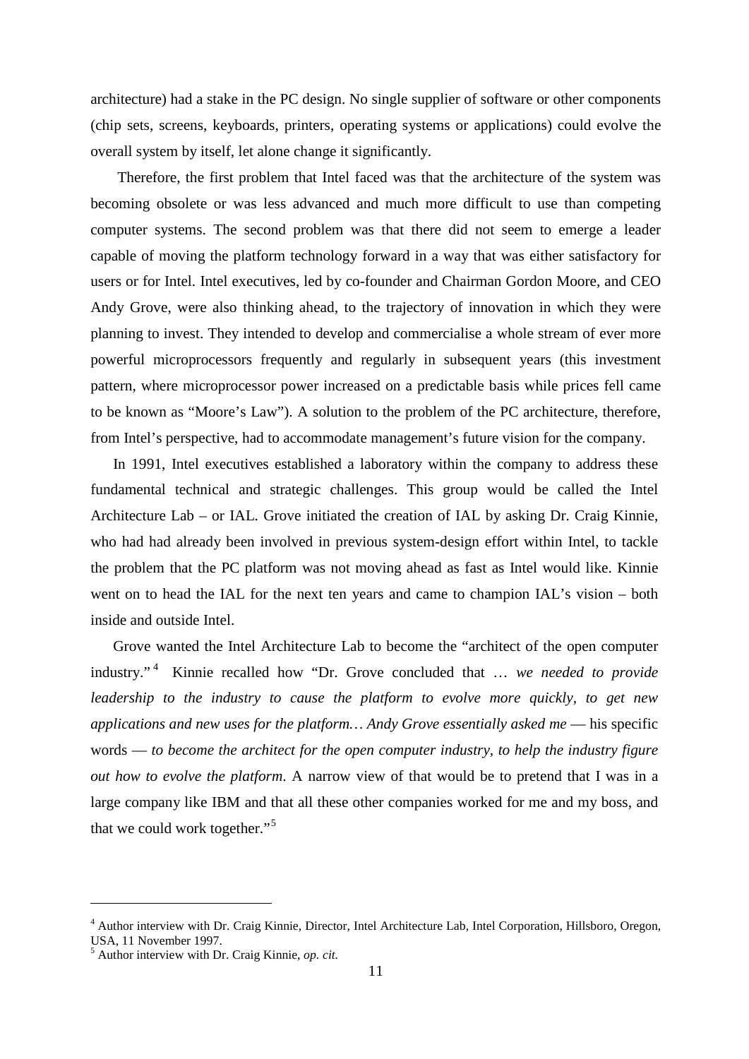architecture) had a stake in the PC design. No single supplier of software or other components (chip sets, screens, keyboards, printers, operating systems or applications) could evolve the overall system by itself, let alone change it significantly.

Therefore, the first problem that Intel faced was that the architecture of the system was becoming obsolete or was less advanced and much more difficult to use than competing computer systems. The second problem was that there did not seem to emerge a leader capable of moving the platform technology forward in a way that was either satisfactory for users or for Intel. Intel executives, led by co-founder and Chairman Gordon Moore, and CEO Andy Grove, were also thinking ahead, to the trajectory of innovation in which they were planning to invest. They intended to develop and commercialise a whole stream of ever more powerful microprocessors frequently and regularly in subsequent years (this investment pattern, where microprocessor power increased on a predictable basis while prices fell came to be known as "Moore's Law"). A solution to the problem of the PC architecture, therefore, from Intel's perspective, had to accommodate management's future vision for the company.

In 1991, Intel executives established a laboratory within the company to address these fundamental technical and strategic challenges. This group would be called the Intel Architecture Lab – or IAL. Grove initiated the creation of IAL by asking Dr. Craig Kinnie, who had had already been involved in previous system-design effort within Intel, to tackle the problem that the PC platform was not moving ahead as fast as Intel would like. Kinnie went on to head the IAL for the next ten years and came to champion IAL's vision – both inside and outside Intel.

Grove wanted the Intel Architecture Lab to become the "architect of the open computer industry."[4] Kinnie recalled how "Dr. Grove concluded that … *we needed to provide leadership to the industry to cause the platform to evolve more quickly, to get new applications and new uses for the platform… Andy Grove essentially asked me* — his specific words — *to become the architect for the open computer industry, to help the industry figure out how to evolve the platform*. A narrow view of that would be to pretend that I was in a large company like IBM and that all these other companies worked for me and my boss, and that we could work together."[5]

---

[4] Author interview with Dr. Craig Kinnie, Director, Intel Architecture Lab, Intel Corporation, Hillsboro, Oregon, USA, 11 November 1997.

[5] Author interview with Dr. Craig Kinnie, *op. cit.*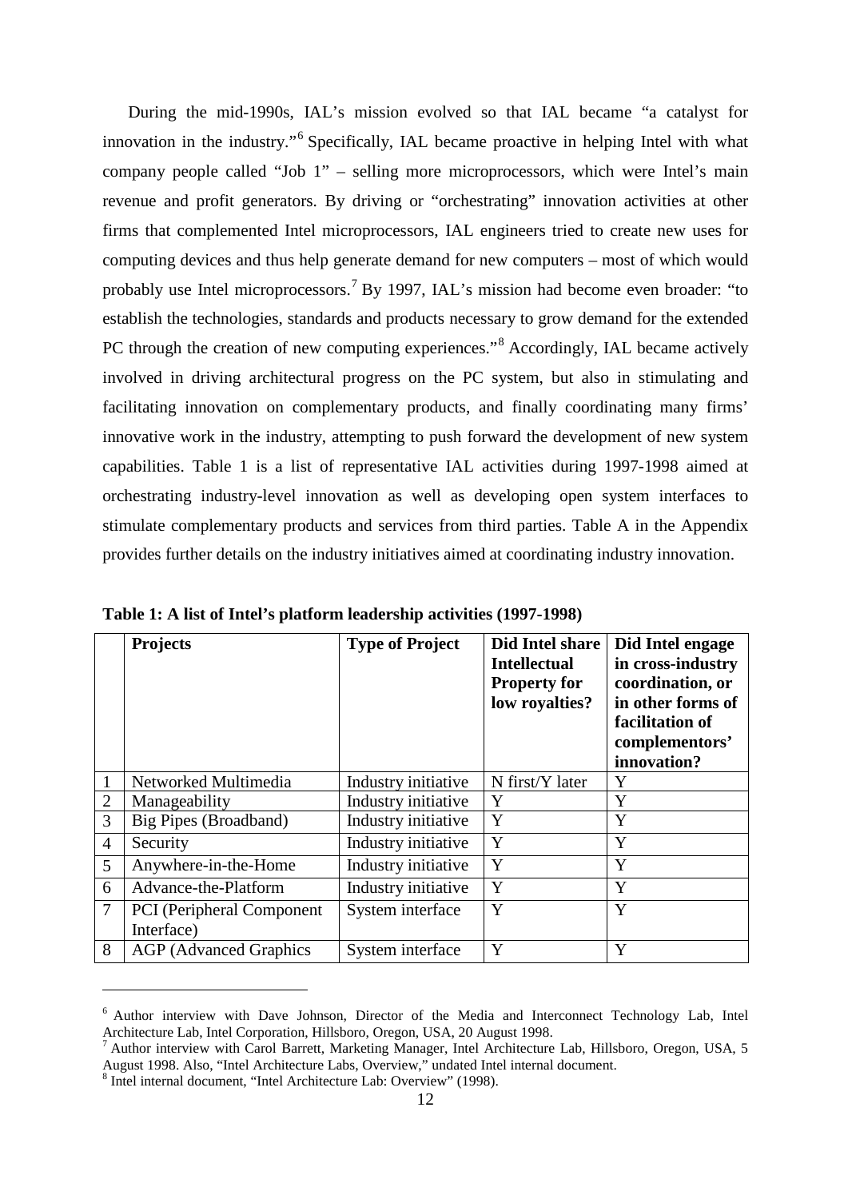During the mid-1990s, IAL's mission evolved so that IAL became "a catalyst for innovation in the industry."[6] Specifically, IAL became proactive in helping Intel with what company people called "Job 1" – selling more microprocessors, which were Intel's main revenue and profit generators. By driving or "orchestrating" innovation activities at other firms that complemented Intel microprocessors, IAL engineers tried to create new uses for computing devices and thus help generate demand for new computers – most of which would probably use Intel microprocessors.[7] By 1997, IAL's mission had become even broader: "to establish the technologies, standards and products necessary to grow demand for the extended PC through the creation of new computing experiences."[8] Accordingly, IAL became actively involved in driving architectural progress on the PC system, but also in stimulating and facilitating innovation on complementary products, and finally coordinating many firms' innovative work in the industry, attempting to push forward the development of new system capabilities. Table 1 is a list of representative IAL activities during 1997-1998 aimed at orchestrating industry-level innovation as well as developing open system interfaces to stimulate complementary products and services from third parties. Table A in the Appendix provides further details on the industry initiatives aimed at coordinating industry innovation.

**Table 1: A list of Intel's platform leadership activities (1997-1998)**

| | Projects | Type of Project | Did Intel share Intellectual Property for low royalties? | Did Intel engage in cross-industry coordination, or in other forms of facilitation of complementors' innovation? |
|---|---|---|---|---|
| 1 | Networked Multimedia | Industry initiative | N first/Y later | Y |
| 2 | Manageability | Industry initiative | Y | Y |
| 3 | Big Pipes (Broadband) | Industry initiative | Y | Y |
| 4 | Security | Industry initiative | Y | Y |
| 5 | Anywhere-in-the-Home | Industry initiative | Y | Y |
| 6 | Advance-the-Platform | Industry initiative | Y | Y |
| 7 | PCI (Peripheral Component Interface) | System interface | Y | Y |
| 8 | AGP (Advanced Graphics | System interface | Y | Y |

[6] Author interview with Dave Johnson, Director of the Media and Interconnect Technology Lab, Intel Architecture Lab, Intel Corporation, Hillsboro, Oregon, USA, 20 August 1998.

[7] Author interview with Carol Barrett, Marketing Manager, Intel Architecture Lab, Hillsboro, Oregon, USA, 5 August 1998. Also, "Intel Architecture Labs, Overview," undated Intel internal document.

[8] Intel internal document, "Intel Architecture Lab: Overview" (1998).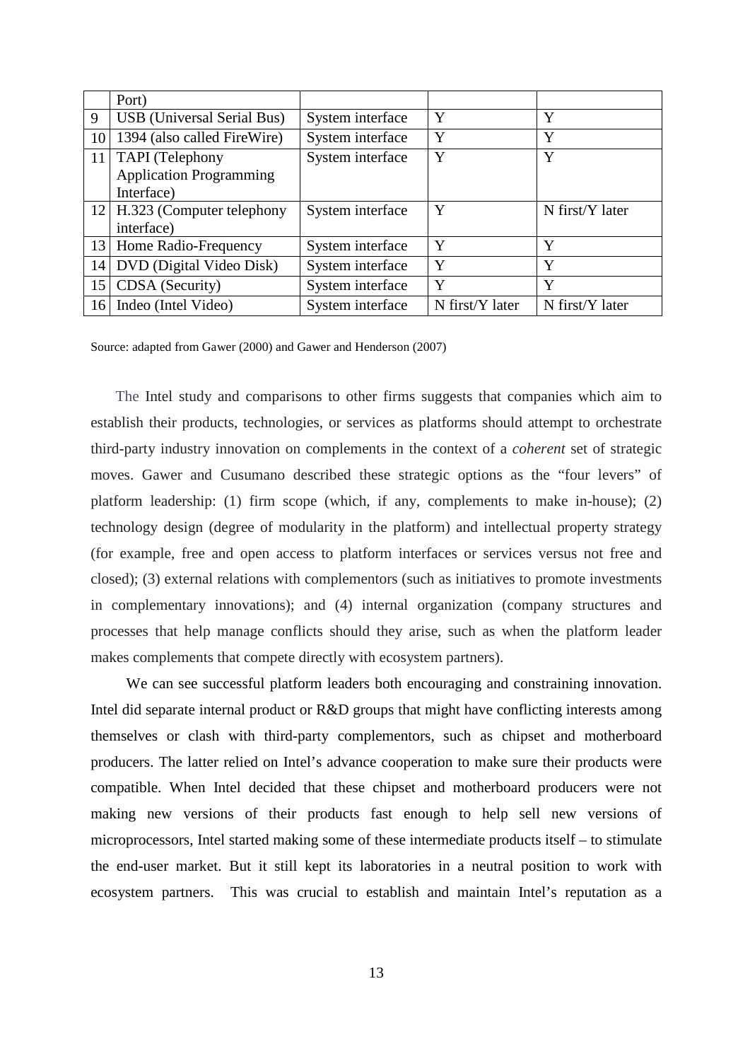| | Port) | | | |
|---|---|---|---|---|
| 9 | USB (Universal Serial Bus) | System interface | Y | Y |
| 10 | 1394 (also called FireWire) | System interface | Y | Y |
| 11 | TAPI (Telephony Application Programming Interface) | System interface | Y | Y |
| 12 | H.323 (Computer telephony interface) | System interface | Y | N first/Y later |
| 13 | Home Radio-Frequency | System interface | Y | Y |
| 14 | DVD (Digital Video Disk) | System interface | Y | Y |
| 15 | CDSA (Security) | System interface | Y | Y |
| 16 | Indeo (Intel Video) | System interface | N first/Y later | N first/Y later |

Source: adapted from Gawer (2000) and Gawer and Henderson (2007)

The Intel study and comparisons to other firms suggests that companies which aim to establish their products, technologies, or services as platforms should attempt to orchestrate third-party industry innovation on complements in the context of a *coherent* set of strategic moves. Gawer and Cusumano described these strategic options as the "four levers" of platform leadership: (1) firm scope (which, if any, complements to make in-house); (2) technology design (degree of modularity in the platform) and intellectual property strategy (for example, free and open access to platform interfaces or services versus not free and closed); (3) external relations with complementors (such as initiatives to promote investments in complementary innovations); and (4) internal organization (company structures and processes that help manage conflicts should they arise, such as when the platform leader makes complements that compete directly with ecosystem partners).

We can see successful platform leaders both encouraging and constraining innovation. Intel did separate internal product or R&D groups that might have conflicting interests among themselves or clash with third-party complementors, such as chipset and motherboard producers. The latter relied on Intel's advance cooperation to make sure their products were compatible. When Intel decided that these chipset and motherboard producers were not making new versions of their products fast enough to help sell new versions of microprocessors, Intel started making some of these intermediate products itself – to stimulate the end-user market. But it still kept its laboratories in a neutral position to work with ecosystem partners. This was crucial to establish and maintain Intel's reputation as a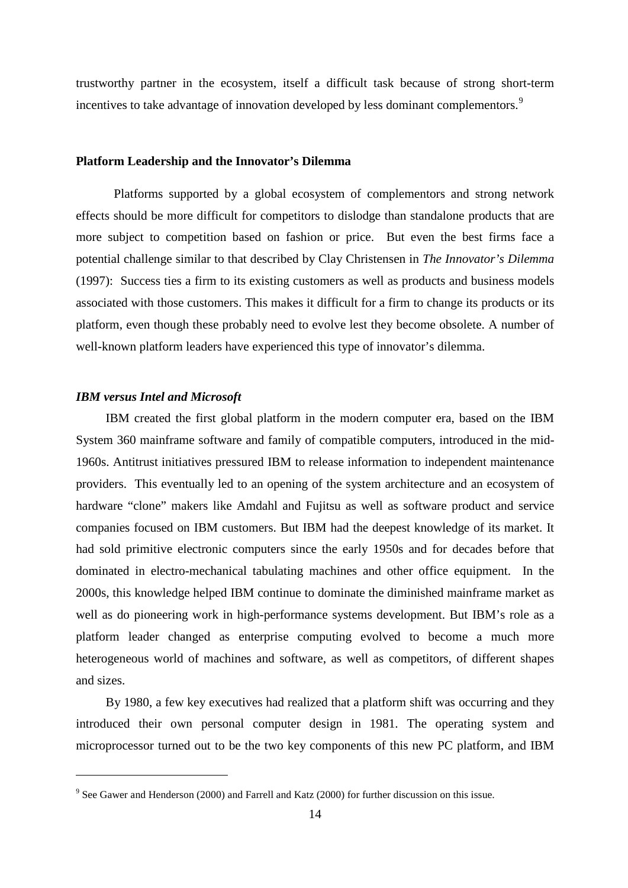trustworthy partner in the ecosystem, itself a difficult task because of strong short-term incentives to take advantage of innovation developed by less dominant complementors.[9]

## Platform Leadership and the Innovator's Dilemma

Platforms supported by a global ecosystem of complementors and strong network effects should be more difficult for competitors to dislodge than standalone products that are more subject to competition based on fashion or price. But even the best firms face a potential challenge similar to that described by Clay Christensen in *The Innovator's Dilemma* (1997): Success ties a firm to its existing customers as well as products and business models associated with those customers. This makes it difficult for a firm to change its products or its platform, even though these probably need to evolve lest they become obsolete. A number of well-known platform leaders have experienced this type of innovator's dilemma.

### *IBM versus Intel and Microsoft*

IBM created the first global platform in the modern computer era, based on the IBM System 360 mainframe software and family of compatible computers, introduced in the mid-1960s. Antitrust initiatives pressured IBM to release information to independent maintenance providers. This eventually led to an opening of the system architecture and an ecosystem of hardware "clone" makers like Amdahl and Fujitsu as well as software product and service companies focused on IBM customers. But IBM had the deepest knowledge of its market. It had sold primitive electronic computers since the early 1950s and for decades before that dominated in electro-mechanical tabulating machines and other office equipment. In the 2000s, this knowledge helped IBM continue to dominate the diminished mainframe market as well as do pioneering work in high-performance systems development. But IBM's role as a platform leader changed as enterprise computing evolved to become a much more heterogeneous world of machines and software, as well as competitors, of different shapes and sizes.

By 1980, a few key executives had realized that a platform shift was occurring and they introduced their own personal computer design in 1981. The operating system and microprocessor turned out to be the two key components of this new PC platform, and IBM

[9] See Gawer and Henderson (2000) and Farrell and Katz (2000) for further discussion on this issue.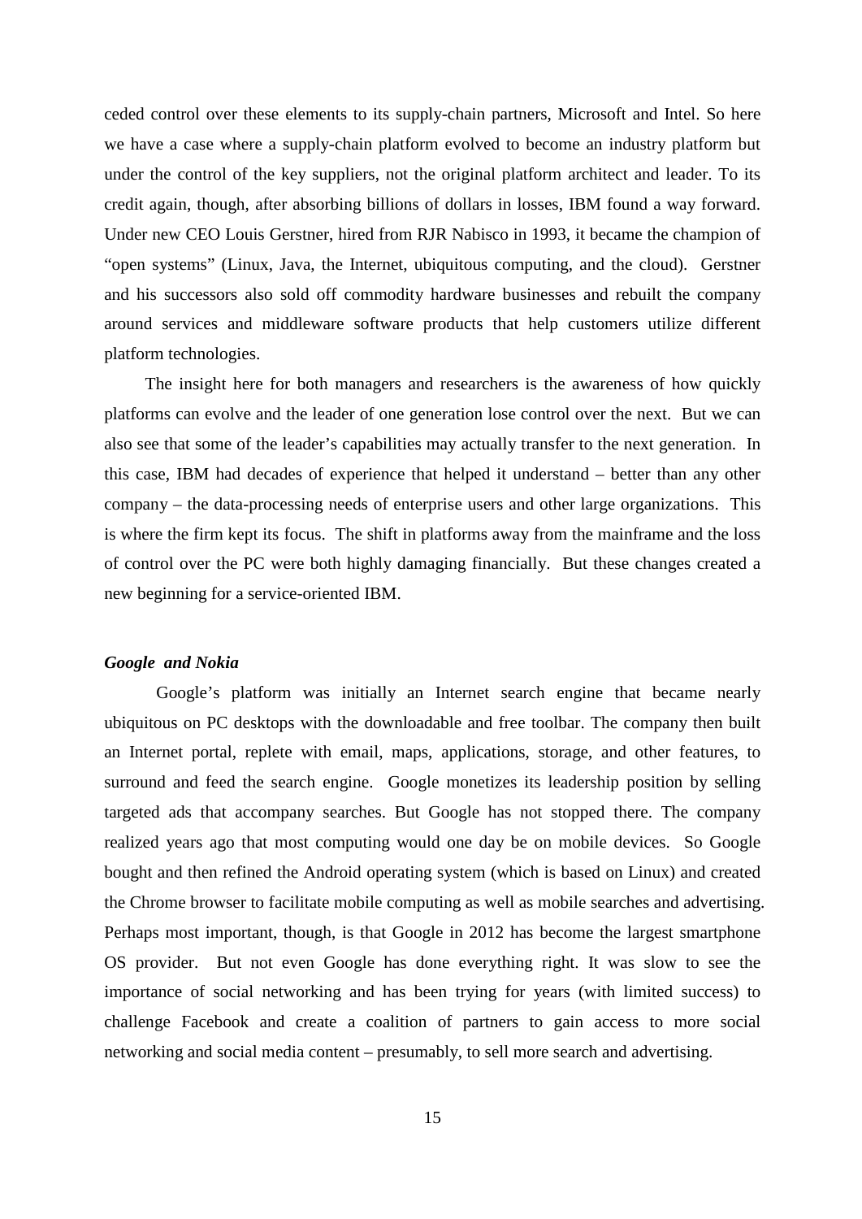ceded control over these elements to its supply-chain partners, Microsoft and Intel. So here we have a case where a supply-chain platform evolved to become an industry platform but under the control of the key suppliers, not the original platform architect and leader. To its credit again, though, after absorbing billions of dollars in losses, IBM found a way forward. Under new CEO Louis Gerstner, hired from RJR Nabisco in 1993, it became the champion of "open systems" (Linux, Java, the Internet, ubiquitous computing, and the cloud). Gerstner and his successors also sold off commodity hardware businesses and rebuilt the company around services and middleware software products that help customers utilize different platform technologies.

The insight here for both managers and researchers is the awareness of how quickly platforms can evolve and the leader of one generation lose control over the next. But we can also see that some of the leader's capabilities may actually transfer to the next generation. In this case, IBM had decades of experience that helped it understand – better than any other company – the data-processing needs of enterprise users and other large organizations. This is where the firm kept its focus. The shift in platforms away from the mainframe and the loss of control over the PC were both highly damaging financially. But these changes created a new beginning for a service-oriented IBM.

***Google and Nokia***

Google's platform was initially an Internet search engine that became nearly ubiquitous on PC desktops with the downloadable and free toolbar. The company then built an Internet portal, replete with email, maps, applications, storage, and other features, to surround and feed the search engine. Google monetizes its leadership position by selling targeted ads that accompany searches. But Google has not stopped there. The company realized years ago that most computing would one day be on mobile devices. So Google bought and then refined the Android operating system (which is based on Linux) and created the Chrome browser to facilitate mobile computing as well as mobile searches and advertising. Perhaps most important, though, is that Google in 2012 has become the largest smartphone OS provider. But not even Google has done everything right. It was slow to see the importance of social networking and has been trying for years (with limited success) to challenge Facebook and create a coalition of partners to gain access to more social networking and social media content – presumably, to sell more search and advertising.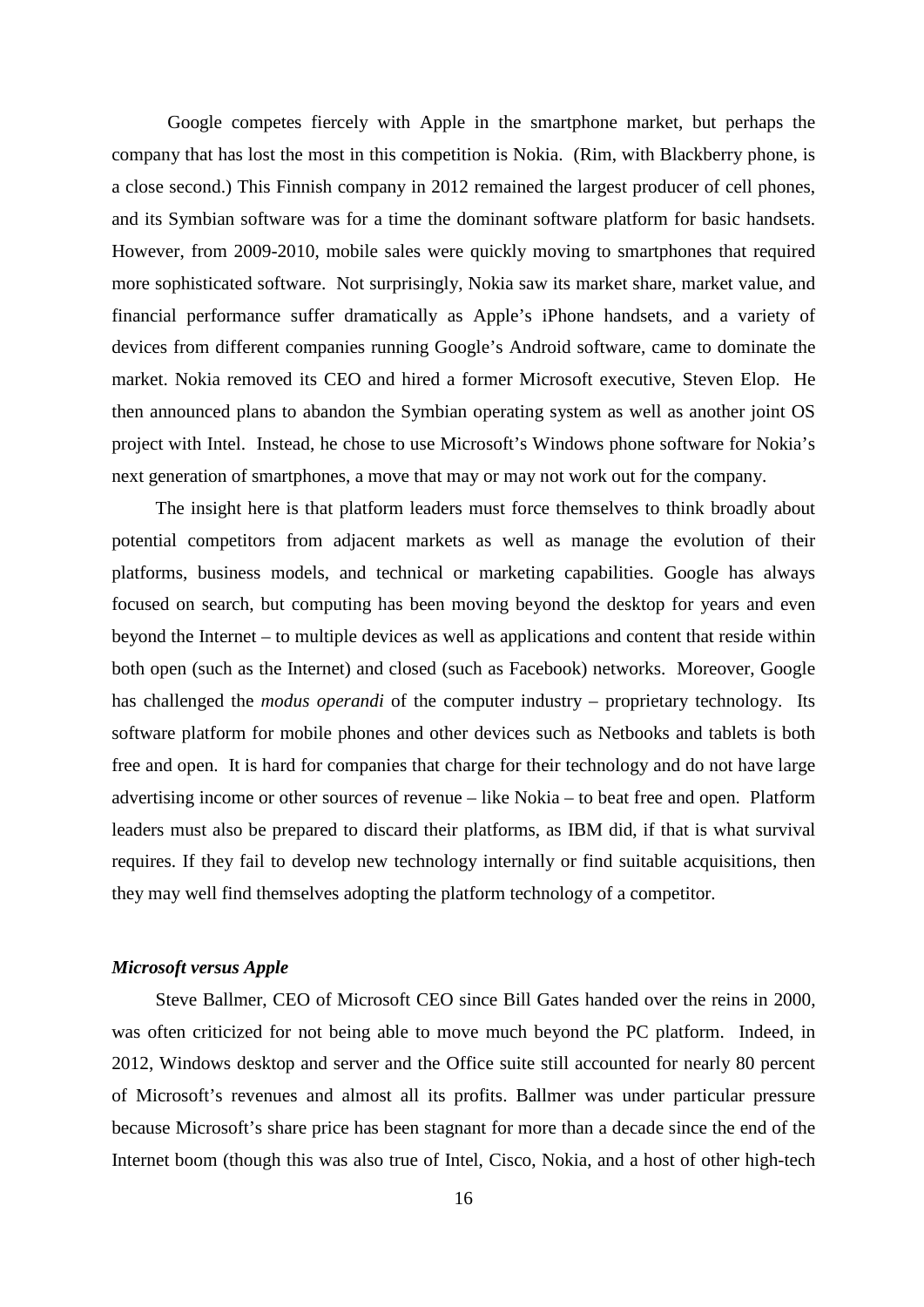Google competes fiercely with Apple in the smartphone market, but perhaps the company that has lost the most in this competition is Nokia. (Rim, with Blackberry phone, is a close second.) This Finnish company in 2012 remained the largest producer of cell phones, and its Symbian software was for a time the dominant software platform for basic handsets. However, from 2009-2010, mobile sales were quickly moving to smartphones that required more sophisticated software. Not surprisingly, Nokia saw its market share, market value, and financial performance suffer dramatically as Apple's iPhone handsets, and a variety of devices from different companies running Google's Android software, came to dominate the market. Nokia removed its CEO and hired a former Microsoft executive, Steven Elop. He then announced plans to abandon the Symbian operating system as well as another joint OS project with Intel. Instead, he chose to use Microsoft's Windows phone software for Nokia's next generation of smartphones, a move that may or may not work out for the company.

The insight here is that platform leaders must force themselves to think broadly about potential competitors from adjacent markets as well as manage the evolution of their platforms, business models, and technical or marketing capabilities. Google has always focused on search, but computing has been moving beyond the desktop for years and even beyond the Internet – to multiple devices as well as applications and content that reside within both open (such as the Internet) and closed (such as Facebook) networks. Moreover, Google has challenged the *modus operandi* of the computer industry – proprietary technology. Its software platform for mobile phones and other devices such as Netbooks and tablets is both free and open. It is hard for companies that charge for their technology and do not have large advertising income or other sources of revenue – like Nokia – to beat free and open. Platform leaders must also be prepared to discard their platforms, as IBM did, if that is what survival requires. If they fail to develop new technology internally or find suitable acquisitions, then they may well find themselves adopting the platform technology of a competitor.

### *Microsoft versus Apple*

Steve Ballmer, CEO of Microsoft CEO since Bill Gates handed over the reins in 2000, was often criticized for not being able to move much beyond the PC platform. Indeed, in 2012, Windows desktop and server and the Office suite still accounted for nearly 80 percent of Microsoft's revenues and almost all its profits. Ballmer was under particular pressure because Microsoft's share price has been stagnant for more than a decade since the end of the Internet boom (though this was also true of Intel, Cisco, Nokia, and a host of other high-tech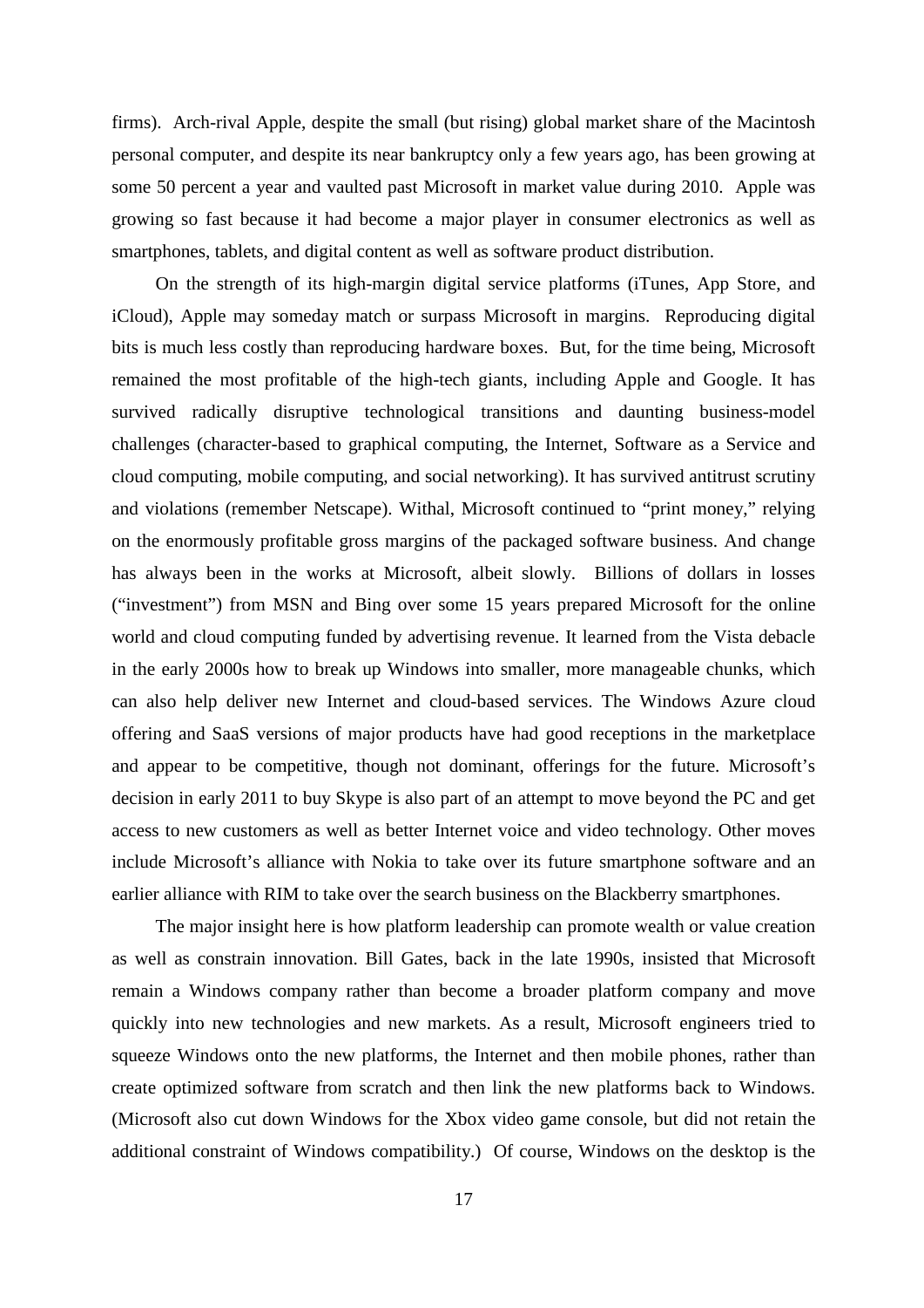firms). Arch-rival Apple, despite the small (but rising) global market share of the Macintosh personal computer, and despite its near bankruptcy only a few years ago, has been growing at some 50 percent a year and vaulted past Microsoft in market value during 2010. Apple was growing so fast because it had become a major player in consumer electronics as well as smartphones, tablets, and digital content as well as software product distribution.

On the strength of its high-margin digital service platforms (iTunes, App Store, and iCloud), Apple may someday match or surpass Microsoft in margins. Reproducing digital bits is much less costly than reproducing hardware boxes. But, for the time being, Microsoft remained the most profitable of the high-tech giants, including Apple and Google. It has survived radically disruptive technological transitions and daunting business-model challenges (character-based to graphical computing, the Internet, Software as a Service and cloud computing, mobile computing, and social networking). It has survived antitrust scrutiny and violations (remember Netscape). Withal, Microsoft continued to "print money," relying on the enormously profitable gross margins of the packaged software business. And change has always been in the works at Microsoft, albeit slowly. Billions of dollars in losses ("investment") from MSN and Bing over some 15 years prepared Microsoft for the online world and cloud computing funded by advertising revenue. It learned from the Vista debacle in the early 2000s how to break up Windows into smaller, more manageable chunks, which can also help deliver new Internet and cloud-based services. The Windows Azure cloud offering and SaaS versions of major products have had good receptions in the marketplace and appear to be competitive, though not dominant, offerings for the future. Microsoft's decision in early 2011 to buy Skype is also part of an attempt to move beyond the PC and get access to new customers as well as better Internet voice and video technology. Other moves include Microsoft's alliance with Nokia to take over its future smartphone software and an earlier alliance with RIM to take over the search business on the Blackberry smartphones.

The major insight here is how platform leadership can promote wealth or value creation as well as constrain innovation. Bill Gates, back in the late 1990s, insisted that Microsoft remain a Windows company rather than become a broader platform company and move quickly into new technologies and new markets. As a result, Microsoft engineers tried to squeeze Windows onto the new platforms, the Internet and then mobile phones, rather than create optimized software from scratch and then link the new platforms back to Windows. (Microsoft also cut down Windows for the Xbox video game console, but did not retain the additional constraint of Windows compatibility.) Of course, Windows on the desktop is the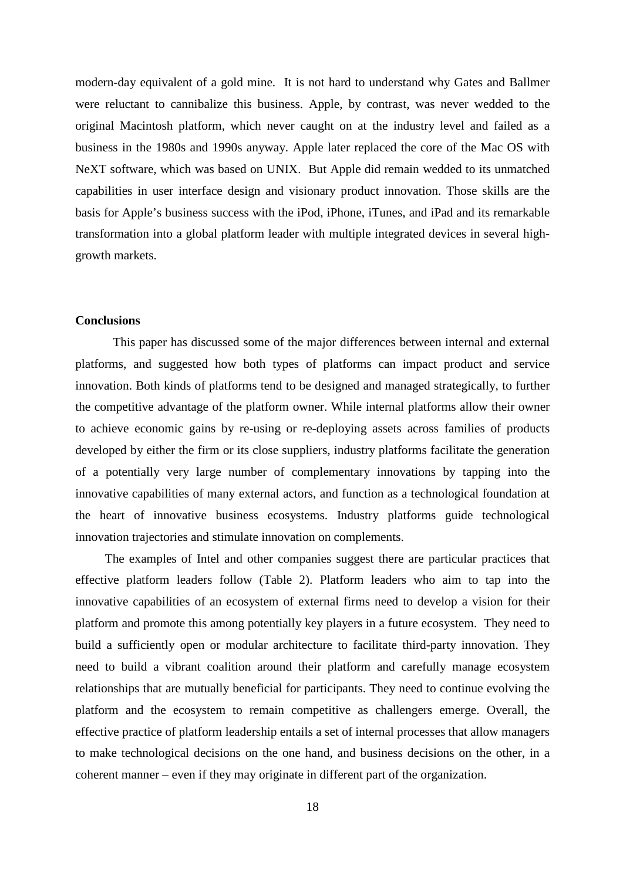modern-day equivalent of a gold mine. It is not hard to understand why Gates and Ballmer were reluctant to cannibalize this business. Apple, by contrast, was never wedded to the original Macintosh platform, which never caught on at the industry level and failed as a business in the 1980s and 1990s anyway. Apple later replaced the core of the Mac OS with NeXT software, which was based on UNIX. But Apple did remain wedded to its unmatched capabilities in user interface design and visionary product innovation. Those skills are the basis for Apple's business success with the iPod, iPhone, iTunes, and iPad and its remarkable transformation into a global platform leader with multiple integrated devices in several high-growth markets.

**Conclusions**

This paper has discussed some of the major differences between internal and external platforms, and suggested how both types of platforms can impact product and service innovation. Both kinds of platforms tend to be designed and managed strategically, to further the competitive advantage of the platform owner. While internal platforms allow their owner to achieve economic gains by re-using or re-deploying assets across families of products developed by either the firm or its close suppliers, industry platforms facilitate the generation of a potentially very large number of complementary innovations by tapping into the innovative capabilities of many external actors, and function as a technological foundation at the heart of innovative business ecosystems. Industry platforms guide technological innovation trajectories and stimulate innovation on complements.

The examples of Intel and other companies suggest there are particular practices that effective platform leaders follow (Table 2). Platform leaders who aim to tap into the innovative capabilities of an ecosystem of external firms need to develop a vision for their platform and promote this among potentially key players in a future ecosystem. They need to build a sufficiently open or modular architecture to facilitate third-party innovation. They need to build a vibrant coalition around their platform and carefully manage ecosystem relationships that are mutually beneficial for participants. They need to continue evolving the platform and the ecosystem to remain competitive as challengers emerge. Overall, the effective practice of platform leadership entails a set of internal processes that allow managers to make technological decisions on the one hand, and business decisions on the other, in a coherent manner – even if they may originate in different part of the organization.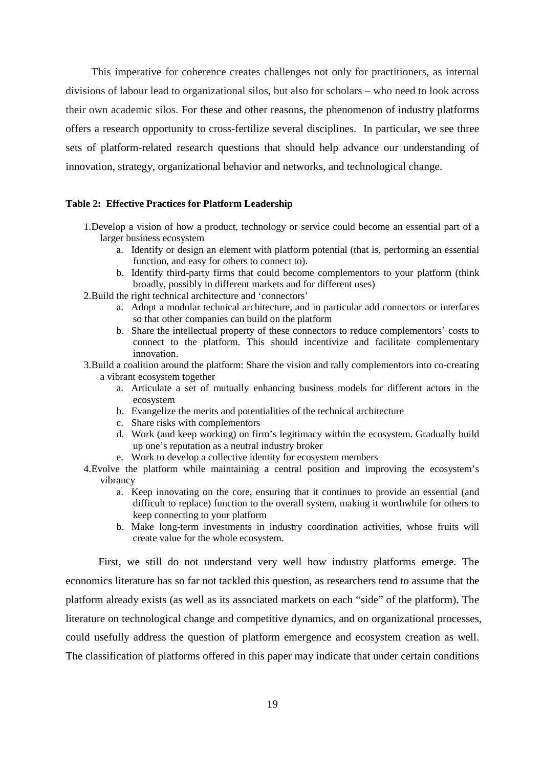This imperative for coherence creates challenges not only for practitioners, as internal divisions of labour lead to organizational silos, but also for scholars – who need to look across their own academic silos. For these and other reasons, the phenomenon of industry platforms offers a research opportunity to cross-fertilize several disciplines. In particular, we see three sets of platform-related research questions that should help advance our understanding of innovation, strategy, organizational behavior and networks, and technological change.

**Table 2: Effective Practices for Platform Leadership**

1. Develop a vision of how a product, technology or service could become an essential part of a larger business ecosystem
    a. Identify or design an element with platform potential (that is, performing an essential function, and easy for others to connect to).
    b. Identify third-party firms that could become complementors to your platform (think broadly, possibly in different markets and for different uses)
2. Build the right technical architecture and 'connectors'
    a. Adopt a modular technical architecture, and in particular add connectors or interfaces so that other companies can build on the platform
    b. Share the intellectual property of these connectors to reduce complementors' costs to connect to the platform. This should incentivize and facilitate complementary innovation.
3. Build a coalition around the platform: Share the vision and rally complementors into co-creating a vibrant ecosystem together
    a. Articulate a set of mutually enhancing business models for different actors in the ecosystem
    b. Evangelize the merits and potentialities of the technical architecture
    c. Share risks with complementors
    d. Work (and keep working) on firm's legitimacy within the ecosystem. Gradually build up one's reputation as a neutral industry broker
    e. Work to develop a collective identity for ecosystem members
4. Evolve the platform while maintaining a central position and improving the ecosystem's vibrancy
    a. Keep innovating on the core, ensuring that it continues to provide an essential (and difficult to replace) function to the overall system, making it worthwhile for others to keep connecting to your platform
    b. Make long-term investments in industry coordination activities, whose fruits will create value for the whole ecosystem.

First, we still do not understand very well how industry platforms emerge. The economics literature has so far not tackled this question, as researchers tend to assume that the platform already exists (as well as its associated markets on each "side" of the platform). The literature on technological change and competitive dynamics, and on organizational processes, could usefully address the question of platform emergence and ecosystem creation as well. The classification of platforms offered in this paper may indicate that under certain conditions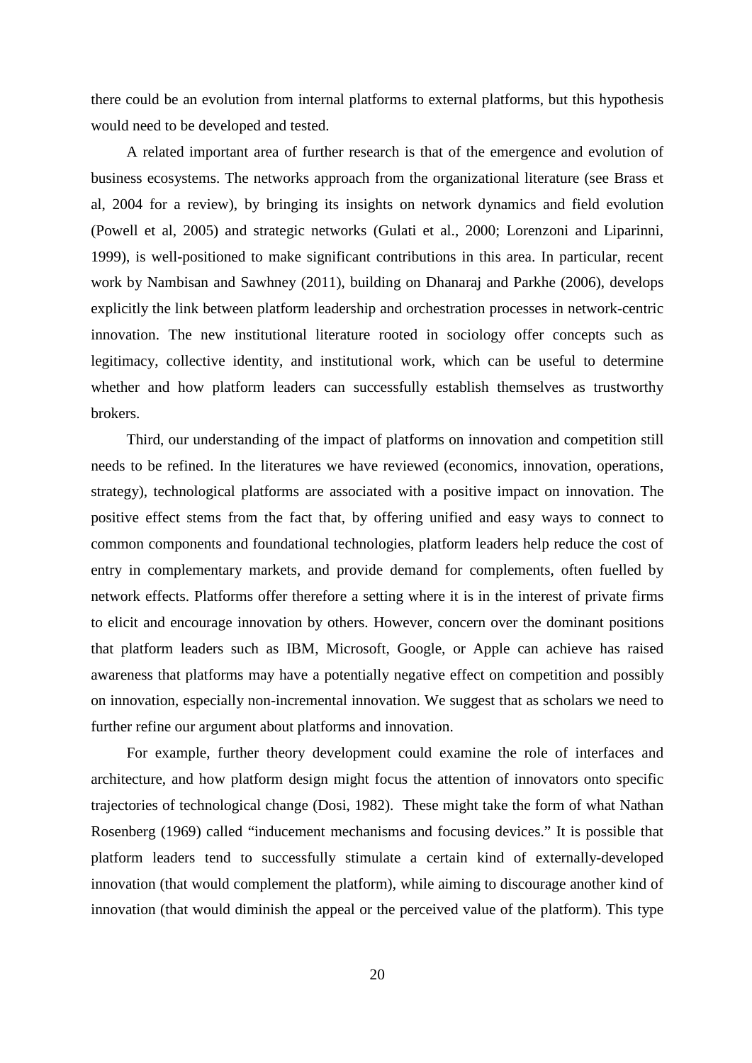there could be an evolution from internal platforms to external platforms, but this hypothesis would need to be developed and tested.

A related important area of further research is that of the emergence and evolution of business ecosystems. The networks approach from the organizational literature (see Brass et al, 2004 for a review), by bringing its insights on network dynamics and field evolution (Powell et al, 2005) and strategic networks (Gulati et al., 2000; Lorenzoni and Liparinni, 1999), is well-positioned to make significant contributions in this area. In particular, recent work by Nambisan and Sawhney (2011), building on Dhanaraj and Parkhe (2006), develops explicitly the link between platform leadership and orchestration processes in network-centric innovation. The new institutional literature rooted in sociology offer concepts such as legitimacy, collective identity, and institutional work, which can be useful to determine whether and how platform leaders can successfully establish themselves as trustworthy brokers.

Third, our understanding of the impact of platforms on innovation and competition still needs to be refined. In the literatures we have reviewed (economics, innovation, operations, strategy), technological platforms are associated with a positive impact on innovation. The positive effect stems from the fact that, by offering unified and easy ways to connect to common components and foundational technologies, platform leaders help reduce the cost of entry in complementary markets, and provide demand for complements, often fuelled by network effects. Platforms offer therefore a setting where it is in the interest of private firms to elicit and encourage innovation by others. However, concern over the dominant positions that platform leaders such as IBM, Microsoft, Google, or Apple can achieve has raised awareness that platforms may have a potentially negative effect on competition and possibly on innovation, especially non-incremental innovation. We suggest that as scholars we need to further refine our argument about platforms and innovation.

For example, further theory development could examine the role of interfaces and architecture, and how platform design might focus the attention of innovators onto specific trajectories of technological change (Dosi, 1982). These might take the form of what Nathan Rosenberg (1969) called "inducement mechanisms and focusing devices." It is possible that platform leaders tend to successfully stimulate a certain kind of externally-developed innovation (that would complement the platform), while aiming to discourage another kind of innovation (that would diminish the appeal or the perceived value of the platform). This type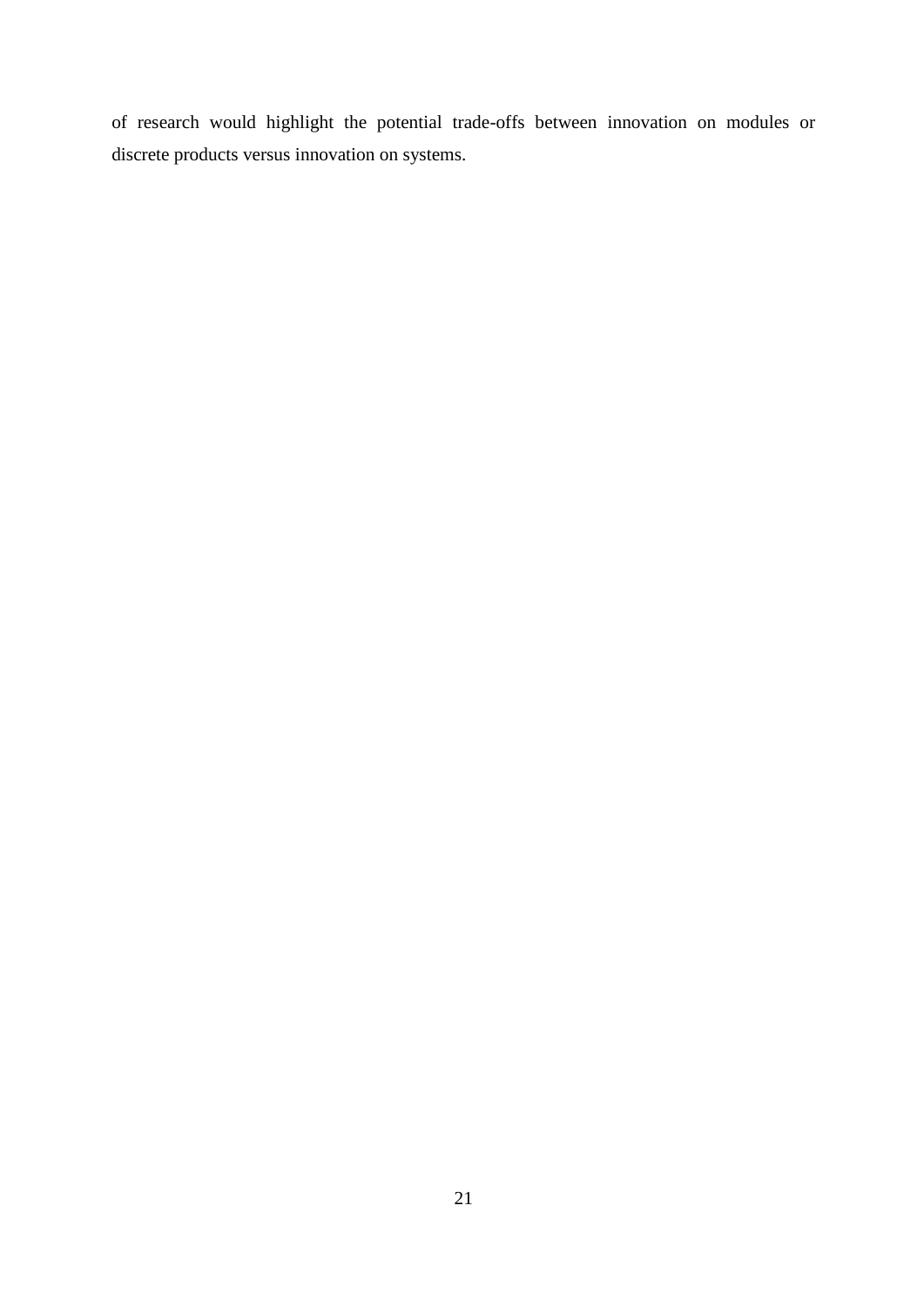of research would highlight the potential trade-offs between innovation on modules or discrete products versus innovation on systems.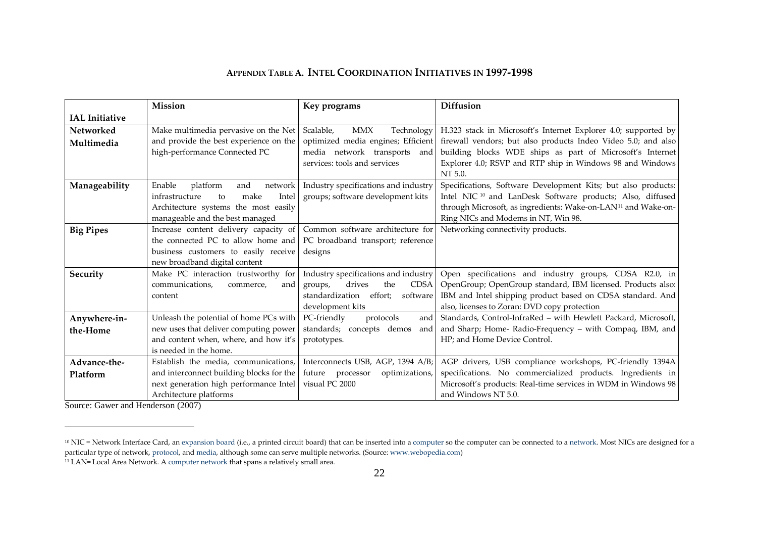# APPENDIX TABLE A. INTEL COORDINATION INITIATIVES IN 1997-1998

| IAL Initiative | Mission | Key programs | Diffusion |
|---|---|---|---|
| **Networked Multimedia** | Make multimedia pervasive on the Net and provide the best experience on the high-performance Connected PC | Scalable, MMX Technology optimized media engines; Efficient media network transports and services: tools and services | H.323 stack in Microsoft's Internet Explorer 4.0; supported by firewall vendors; but also products Indeo Video 5.0; and also building blocks WDE ships as part of Microsoft's Internet Explorer 4.0; RSVP and RTP ship in Windows 98 and Windows NT 5.0. |
| **Manageability** | Enable platform and network infrastructure to make Intel Architecture systems the most easily manageable and the best managed | Industry specifications and industry groups; software development kits | Specifications, Software Development Kits; but also products: Intel NIC [10] and LanDesk Software products; Also, diffused through Microsoft, as ingredients: Wake-on-LAN[11] and Wake-on-Ring NICs and Modems in NT, Win 98. |
| **Big Pipes** | Increase content delivery capacity of the connected PC to allow home and business customers to easily receive new broadband digital content | Common software architecture for PC broadband transport; reference designs | Networking connectivity products. |
| **Security** | Make PC interaction trustworthy for communications, commerce, and content | Industry specifications and industry groups, drives the CDSA standardization effort; software development kits | Open specifications and industry groups, CDSA R2.0, in OpenGroup; OpenGroup standard, IBM licensed. Products also: IBM and Intel shipping product based on CDSA standard. And also, licenses to Zoran: DVD copy protection |
| **Anywhere-in-the-Home** | Unleash the potential of home PCs with new uses that deliver computing power and content when, where, and how it's is needed in the home. | PC-friendly protocols and standards; concepts demos and prototypes. | Standards, Control-InfraRed – with Hewlett Packard, Microsoft, and Sharp; Home- Radio-Frequency – with Compaq, IBM, and HP; and Home Device Control. |
| **Advance-the-Platform** | Establish the media, communications, and interconnect building blocks for the next generation high performance Intel Architecture platforms | Interconnects USB, AGP, 1394 A/B; future processor optimizations, visual PC 2000 | AGP drivers, USB compliance workshops, PC-friendly 1394A specifications. No commercialized products. Ingredients in Microsoft's products: Real-time services in WDM in Windows 98 and Windows NT 5.0. |

Source: Gawer and Henderson (2007)

---

[10] NIC = Network Interface Card, an expansion board (i.e., a printed circuit board) that can be inserted into a computer so the computer can be connected to a network. Most NICs are designed for a particular type of network, protocol, and media, although some can serve multiple networks. (Source: www.webopedia.com)

[11] LAN= Local Area Network. A computer network that spans a relatively small area.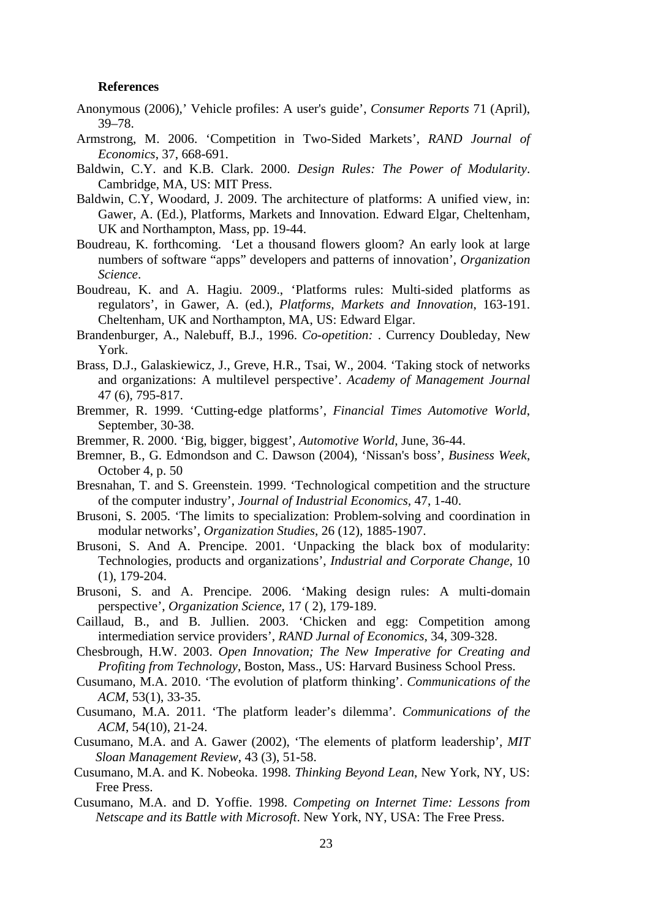**References**

Anonymous (2006),' Vehicle profiles: A user's guide', *Consumer Reports* 71 (April), 39–78.

Armstrong, M. 2006. 'Competition in Two-Sided Markets', *RAND Journal of Economics*, 37, 668-691.

Baldwin, C.Y. and K.B. Clark. 2000. *Design Rules: The Power of Modularity*. Cambridge, MA, US: MIT Press.

Baldwin, C.Y, Woodard, J. 2009. The architecture of platforms: A unified view, in: Gawer, A. (Ed.), Platforms, Markets and Innovation. Edward Elgar, Cheltenham, UK and Northampton, Mass, pp. 19-44.

Boudreau, K. forthcoming. 'Let a thousand flowers gloom? An early look at large numbers of software "apps" developers and patterns of innovation', *Organization Science*.

Boudreau, K. and A. Hagiu. 2009., 'Platforms rules: Multi-sided platforms as regulators', in Gawer, A. (ed.), *Platforms, Markets and Innovation*, 163-191. Cheltenham, UK and Northampton, MA, US: Edward Elgar.

Brandenburger, A., Nalebuff, B.J., 1996. *Co-opetition:* . Currency Doubleday, New York.

Brass, D.J., Galaskiewicz, J., Greve, H.R., Tsai, W., 2004. 'Taking stock of networks and organizations: A multilevel perspective'. *Academy of Management Journal* 47 (6), 795-817.

Bremmer, R. 1999. 'Cutting-edge platforms', *Financial Times Automotive World*, September, 30-38.

Bremmer, R. 2000. 'Big, bigger, biggest', *Automotive World*, June, 36-44.

Bremner, B., G. Edmondson and C. Dawson (2004), 'Nissan's boss', *Business Week*, October 4, p. 50

Bresnahan, T. and S. Greenstein. 1999. 'Technological competition and the structure of the computer industry', *Journal of Industrial Economics*, 47, 1-40.

Brusoni, S. 2005. 'The limits to specialization: Problem-solving and coordination in modular networks', *Organization Studies*, 26 (12), 1885-1907.

Brusoni, S. And A. Prencipe. 2001. 'Unpacking the black box of modularity: Technologies, products and organizations', *Industrial and Corporate Change*, 10 (1), 179-204.

Brusoni, S. and A. Prencipe. 2006. 'Making design rules: A multi-domain perspective', *Organization Science*, 17 ( 2), 179-189.

Caillaud, B., and B. Jullien. 2003. 'Chicken and egg: Competition among intermediation service providers', *RAND Jurnal of Economics*, 34, 309-328.

Chesbrough, H.W. 2003. *Open Innovation; The New Imperative for Creating and Profiting from Technology*, Boston, Mass., US: Harvard Business School Press.

Cusumano, M.A. 2010. 'The evolution of platform thinking'. *Communications of the ACM*, 53(1), 33-35.

Cusumano, M.A. 2011. 'The platform leader's dilemma'. *Communications of the ACM*, 54(10), 21-24.

Cusumano, M.A. and A. Gawer (2002), 'The elements of platform leadership', *MIT Sloan Management Review*, 43 (3), 51-58.

Cusumano, M.A. and K. Nobeoka. 1998. *Thinking Beyond Lean*, New York, NY, US: Free Press.

Cusumano, M.A. and D. Yoffie. 1998. *Competing on Internet Time: Lessons from Netscape and its Battle with Microsoft*. New York, NY, USA: The Free Press.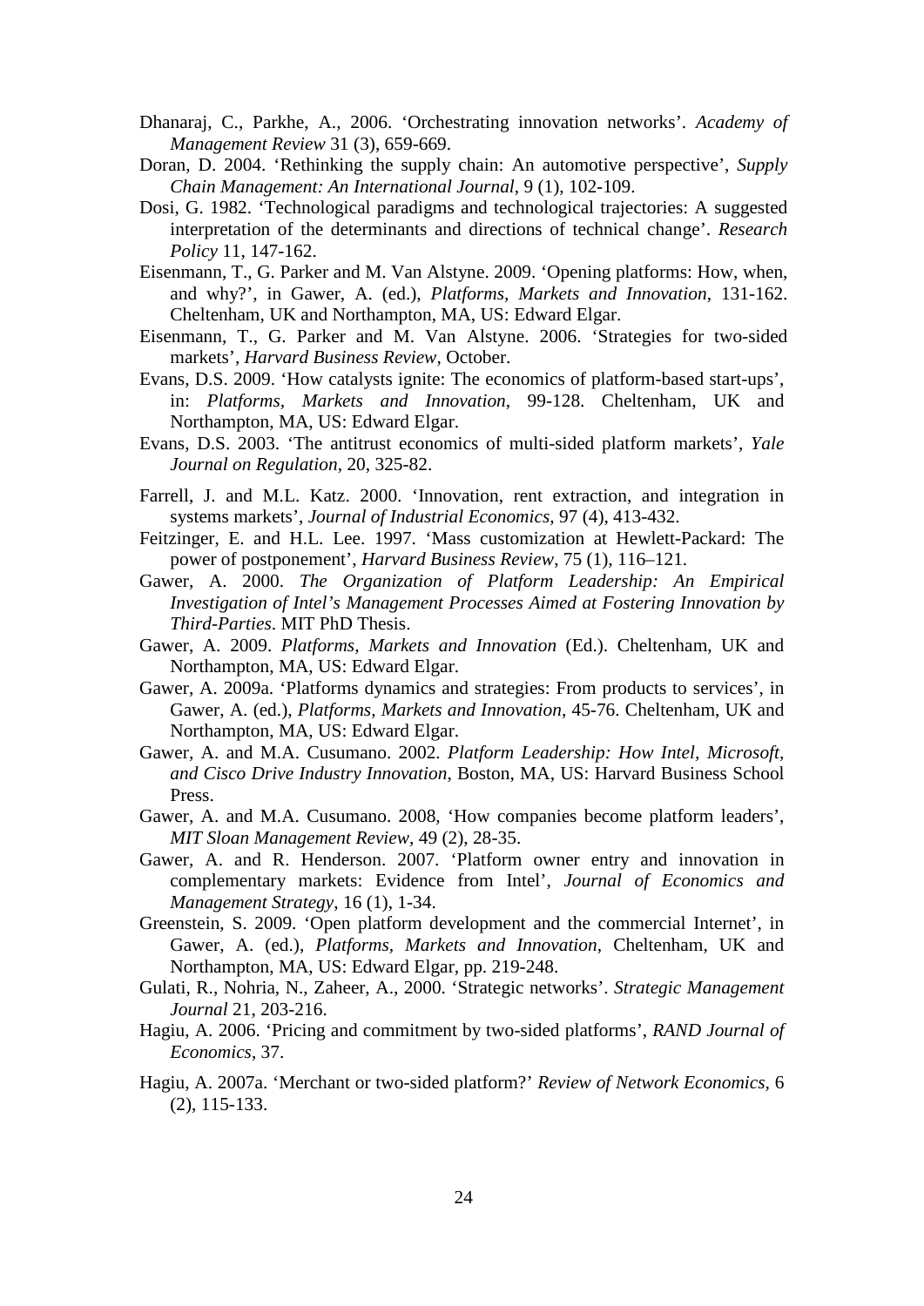Dhanaraj, C., Parkhe, A., 2006. 'Orchestrating innovation networks'. *Academy of Management Review* 31 (3), 659-669.

Doran, D. 2004. 'Rethinking the supply chain: An automotive perspective', *Supply Chain Management: An International Journal*, 9 (1), 102-109.

Dosi, G. 1982. 'Technological paradigms and technological trajectories: A suggested interpretation of the determinants and directions of technical change'. *Research Policy* 11, 147-162.

Eisenmann, T., G. Parker and M. Van Alstyne. 2009. 'Opening platforms: How, when, and why?', in Gawer, A. (ed.), *Platforms, Markets and Innovation*, 131-162. Cheltenham, UK and Northampton, MA, US: Edward Elgar.

Eisenmann, T., G. Parker and M. Van Alstyne. 2006. 'Strategies for two-sided markets', *Harvard Business Review*, October.

Evans, D.S. 2009. 'How catalysts ignite: The economics of platform-based start-ups', in: *Platforms, Markets and Innovation*, 99-128. Cheltenham, UK and Northampton, MA, US: Edward Elgar.

Evans, D.S. 2003. 'The antitrust economics of multi-sided platform markets', *Yale Journal on Regulation*, 20, 325-82.

Farrell, J. and M.L. Katz. 2000. 'Innovation, rent extraction, and integration in systems markets', *Journal of Industrial Economics*, 97 (4), 413-432.

Feitzinger, E. and H.L. Lee. 1997. 'Mass customization at Hewlett-Packard: The power of postponement', *Harvard Business Review*, 75 (1), 116–121.

Gawer, A. 2000. *The Organization of Platform Leadership: An Empirical Investigation of Intel's Management Processes Aimed at Fostering Innovation by Third-Parties*. MIT PhD Thesis.

Gawer, A. 2009. *Platforms, Markets and Innovation* (Ed.). Cheltenham, UK and Northampton, MA, US: Edward Elgar.

Gawer, A. 2009a. 'Platforms dynamics and strategies: From products to services', in Gawer, A. (ed.), *Platforms, Markets and Innovation*, 45-76. Cheltenham, UK and Northampton, MA, US: Edward Elgar.

Gawer, A. and M.A. Cusumano. 2002. *Platform Leadership: How Intel, Microsoft, and Cisco Drive Industry Innovation*, Boston, MA, US: Harvard Business School Press.

Gawer, A. and M.A. Cusumano. 2008, 'How companies become platform leaders', *MIT Sloan Management Review*, 49 (2), 28-35.

Gawer, A. and R. Henderson. 2007. 'Platform owner entry and innovation in complementary markets: Evidence from Intel', *Journal of Economics and Management Strategy*, 16 (1), 1-34.

Greenstein, S. 2009. 'Open platform development and the commercial Internet', in Gawer, A. (ed.), *Platforms, Markets and Innovation*, Cheltenham, UK and Northampton, MA, US: Edward Elgar, pp. 219-248.

Gulati, R., Nohria, N., Zaheer, A., 2000. 'Strategic networks'. *Strategic Management Journal* 21, 203-216.

Hagiu, A. 2006. 'Pricing and commitment by two-sided platforms', *RAND Journal of Economics*, 37.

Hagiu, A. 2007a. 'Merchant or two-sided platform?' *Review of Network Economics*, 6 (2), 115-133.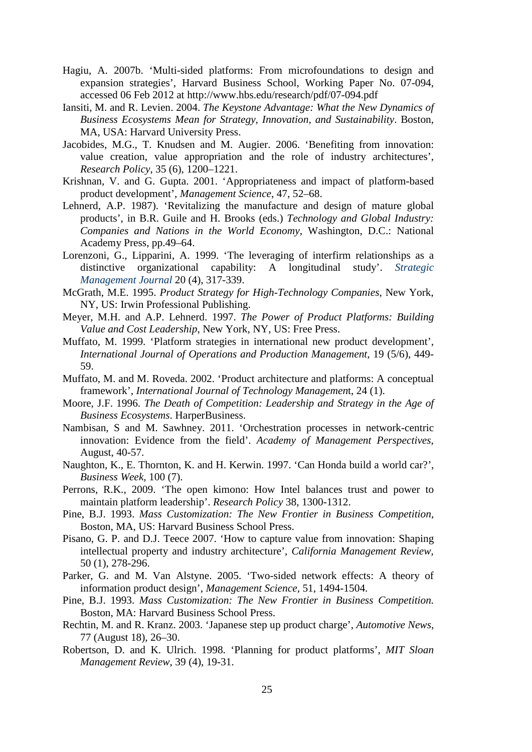Hagiu, A. 2007b. 'Multi-sided platforms: From microfoundations to design and expansion strategies', Harvard Business School, Working Paper No. 07-094, accessed 06 Feb 2012 at http://www.hbs.edu/research/pdf/07-094.pdf

Iansiti, M. and R. Levien. 2004. *The Keystone Advantage: What the New Dynamics of Business Ecosystems Mean for Strategy, Innovation, and Sustainability*. Boston, MA, USA: Harvard University Press.

Jacobides, M.G., T. Knudsen and M. Augier. 2006. 'Benefiting from innovation: value creation, value appropriation and the role of industry architectures', *Research Policy*, 35 (6), 1200–1221.

Krishnan, V. and G. Gupta. 2001. 'Appropriateness and impact of platform-based product development', *Management Science*, 47, 52–68.

Lehnerd, A.P. 1987). 'Revitalizing the manufacture and design of mature global products', in B.R. Guile and H. Brooks (eds.) *Technology and Global Industry: Companies and Nations in the World Economy*, Washington, D.C.: National Academy Press, pp.49–64.

Lorenzoni, G., Lipparini, A. 1999. 'The leveraging of interfirm relationships as a distinctive organizational capability: A longitudinal study'. *Strategic Management Journal* 20 (4), 317-339.

McGrath, M.E. 1995. *Product Strategy for High-Technology Companies*, New York, NY, US: Irwin Professional Publishing.

Meyer, M.H. and A.P. Lehnerd. 1997. *The Power of Product Platforms: Building Value and Cost Leadership*, New York, NY, US: Free Press.

Muffato, M. 1999. 'Platform strategies in international new product development', *International Journal of Operations and Production Management*, 19 (5/6), 449-59.

Muffato, M. and M. Roveda. 2002. 'Product architecture and platforms: A conceptual framework', *International Journal of Technology Managemen*t, 24 (1).

Moore, J.F. 1996. *The Death of Competition: Leadership and Strategy in the Age of Business Ecosystems*. HarperBusiness.

Nambisan, S and M. Sawhney. 2011. 'Orchestration processes in network-centric innovation: Evidence from the field'. *Academy of Management Perspectives*, August, 40-57.

Naughton, K., E. Thornton, K. and H. Kerwin. 1997. 'Can Honda build a world car?', *Business Week*, 100 (7).

Perrons, R.K., 2009. 'The open kimono: How Intel balances trust and power to maintain platform leadership'. *Research Policy* 38, 1300-1312.

Pine, B.J. 1993. *Mass Customization: The New Frontier in Business Competition*, Boston, MA, US: Harvard Business School Press.

Pisano, G. P. and D.J. Teece 2007. 'How to capture value from innovation: Shaping intellectual property and industry architecture', *California Management Review*, 50 (1), 278-296.

Parker, G. and M. Van Alstyne. 2005. 'Two-sided network effects: A theory of information product design', *Management Science*, 51, 1494-1504.

Pine, B.J. 1993. *Mass Customization: The New Frontier in Business Competition.* Boston, MA: Harvard Business School Press.

Rechtin, M. and R. Kranz. 2003. 'Japanese step up product charge', *Automotive News*, 77 (August 18), 26–30.

Robertson, D. and K. Ulrich. 1998. 'Planning for product platforms', *MIT Sloan Management Review*, 39 (4), 19-31.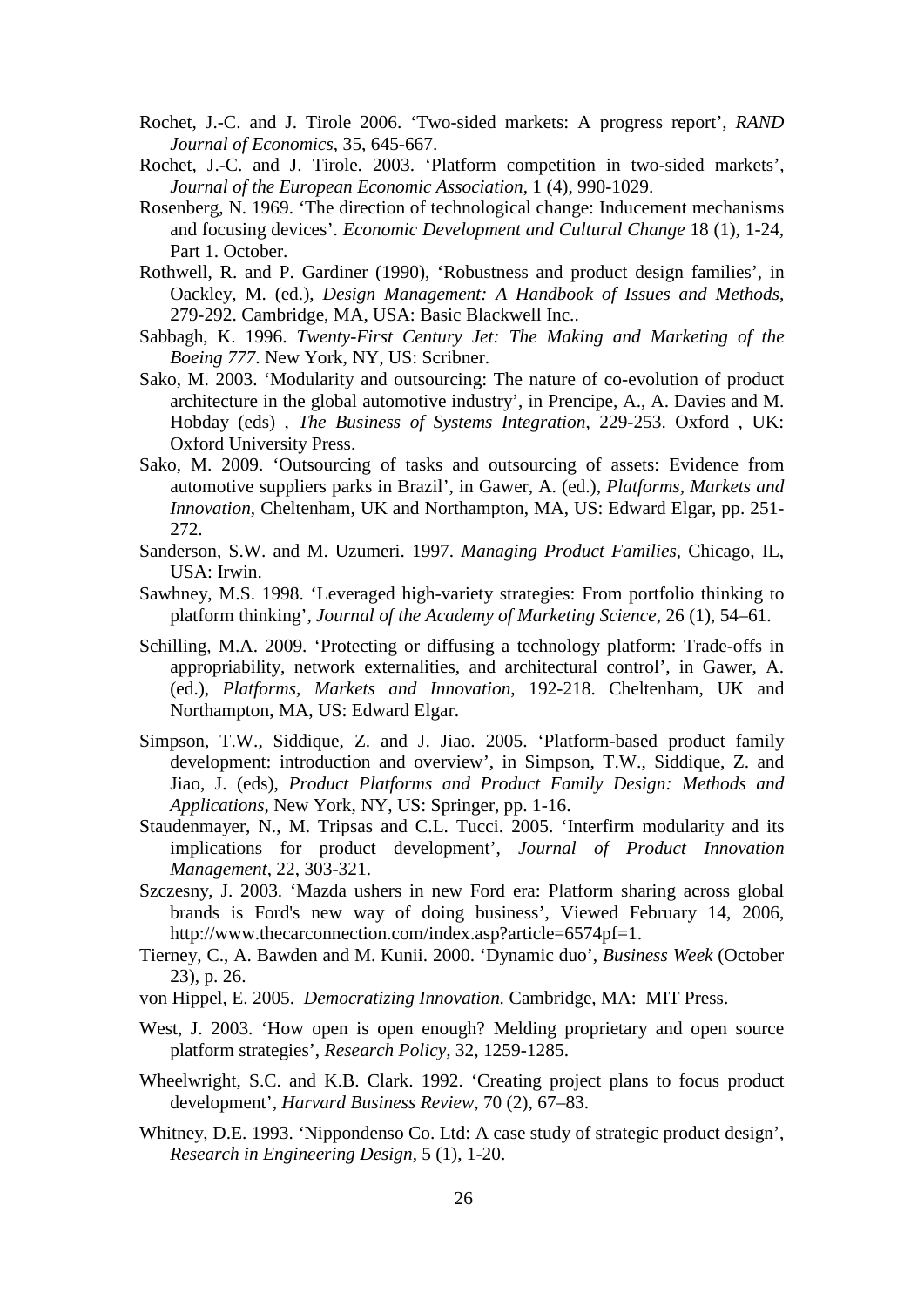Rochet, J.-C. and J. Tirole 2006. 'Two-sided markets: A progress report', *RAND Journal of Economics*, 35, 645-667.

Rochet, J.-C. and J. Tirole. 2003. 'Platform competition in two-sided markets', *Journal of the European Economic Association*, 1 (4), 990-1029.

Rosenberg, N. 1969. 'The direction of technological change: Inducement mechanisms and focusing devices'. *Economic Development and Cultural Change* 18 (1), 1-24, Part 1. October.

Rothwell, R. and P. Gardiner (1990), 'Robustness and product design families', in Oackley, M. (ed.), *Design Management: A Handbook of Issues and Methods*, 279-292. Cambridge, MA, USA: Basic Blackwell Inc..

Sabbagh, K. 1996. *Twenty-First Century Jet: The Making and Marketing of the Boeing 777*. New York, NY, US: Scribner.

Sako, M. 2003. 'Modularity and outsourcing: The nature of co-evolution of product architecture in the global automotive industry', in Prencipe, A., A. Davies and M. Hobday (eds) , *The Business of Systems Integration*, 229-253. Oxford , UK: Oxford University Press.

Sako, M. 2009. 'Outsourcing of tasks and outsourcing of assets: Evidence from automotive suppliers parks in Brazil', in Gawer, A. (ed.), *Platforms, Markets and Innovation*, Cheltenham, UK and Northampton, MA, US: Edward Elgar, pp. 251-272.

Sanderson, S.W. and M. Uzumeri. 1997. *Managing Product Families*, Chicago, IL, USA: Irwin.

Sawhney, M.S. 1998. 'Leveraged high-variety strategies: From portfolio thinking to platform thinking', *Journal of the Academy of Marketing Science*, 26 (1), 54–61.

Schilling, M.A. 2009. 'Protecting or diffusing a technology platform: Trade-offs in appropriability, network externalities, and architectural control', in Gawer, A. (ed.), *Platforms, Markets and Innovation*, 192-218. Cheltenham, UK and Northampton, MA, US: Edward Elgar.

Simpson, T.W., Siddique, Z. and J. Jiao. 2005. 'Platform-based product family development: introduction and overview', in Simpson, T.W., Siddique, Z. and Jiao, J. (eds), *Product Platforms and Product Family Design: Methods and Applications*, New York, NY, US: Springer, pp. 1-16.

Staudenmayer, N., M. Tripsas and C.L. Tucci. 2005. 'Interfirm modularity and its implications for product development', *Journal of Product Innovation Management*, 22, 303-321.

Szczesny, J. 2003. 'Mazda ushers in new Ford era: Platform sharing across global brands is Ford's new way of doing business', Viewed February 14, 2006, http://www.thecarconnection.com/index.asp?article=6574pf=1.

Tierney, C., A. Bawden and M. Kunii. 2000. 'Dynamic duo', *Business Week* (October 23), p. 26.

von Hippel, E. 2005. *Democratizing Innovation.* Cambridge, MA: MIT Press.

West, J. 2003. 'How open is open enough? Melding proprietary and open source platform strategies', *Research Policy,* 32, 1259-1285.

Wheelwright, S.C. and K.B. Clark. 1992. 'Creating project plans to focus product development', *Harvard Business Review*, 70 (2), 67–83.

Whitney, D.E. 1993. 'Nippondenso Co. Ltd: A case study of strategic product design', *Research in Engineering Design*, 5 (1), 1-20.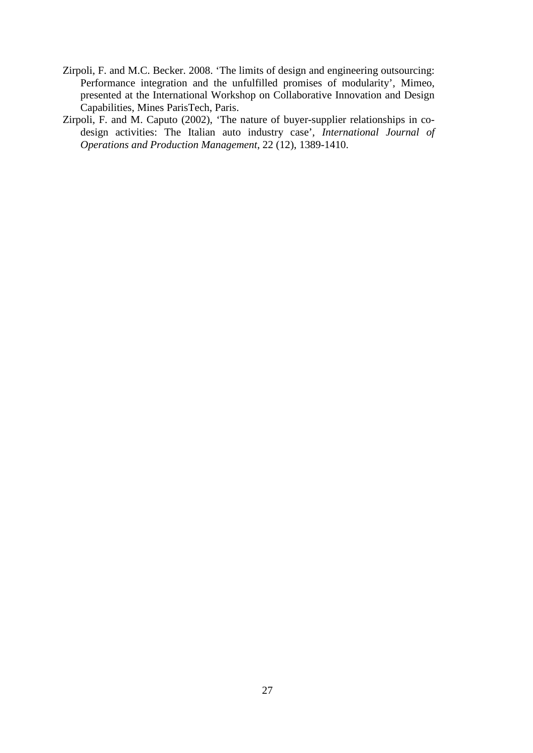Zirpoli, F. and M.C. Becker. 2008. 'The limits of design and engineering outsourcing: Performance integration and the unfulfilled promises of modularity', Mimeo, presented at the International Workshop on Collaborative Innovation and Design Capabilities, Mines ParisTech, Paris.

Zirpoli, F. and M. Caputo (2002), 'The nature of buyer-supplier relationships in co-design activities: The Italian auto industry case', *International Journal of Operations and Production Management*, 22 (12), 1389-1410.